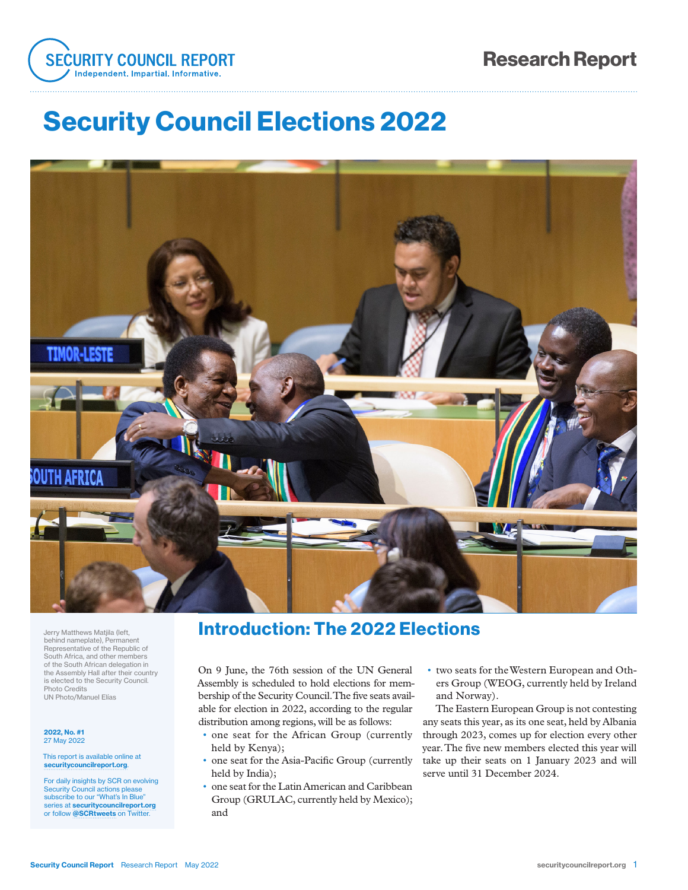SECURITY COUNCIL REPORT
Independent. Impartial. Informative.

Research Report

# Security Council Elections 2022

Jerry Matthews Matjila (left, behind nameplate), Permanent Representative of the Republic of South Africa, and other members of the South African delegation in the Assembly Hall after their country is elected to the Security Council.
Photo Credits
UN Photo/Manuel Elías

**2022, No. #1**
27 May 2022

This report is available online at **securitycouncilreport.org**.

For daily insights by SCR on evolving Security Council actions please subscribe to our "What's In Blue" series at **securitycouncilreport.org** or follow **@SCRtweets** on Twitter.

## Introduction: The 2022 Elections

On 9 June, the 76th session of the UN General Assembly is scheduled to hold elections for membership of the Security Council. The five seats available for election in 2022, according to the regular distribution among regions, will be as follows:

- one seat for the African Group (currently held by Kenya);
- one seat for the Asia-Pacific Group (currently held by India);
- one seat for the Latin American and Caribbean Group (GRULAC, currently held by Mexico); and
- two seats for the Western European and Others Group (WEOG, currently held by Ireland and Norway).

The Eastern European Group is not contesting any seats this year, as its one seat, held by Albania through 2023, comes up for election every other year. The five new members elected this year will take up their seats on 1 January 2023 and will serve until 31 December 2024.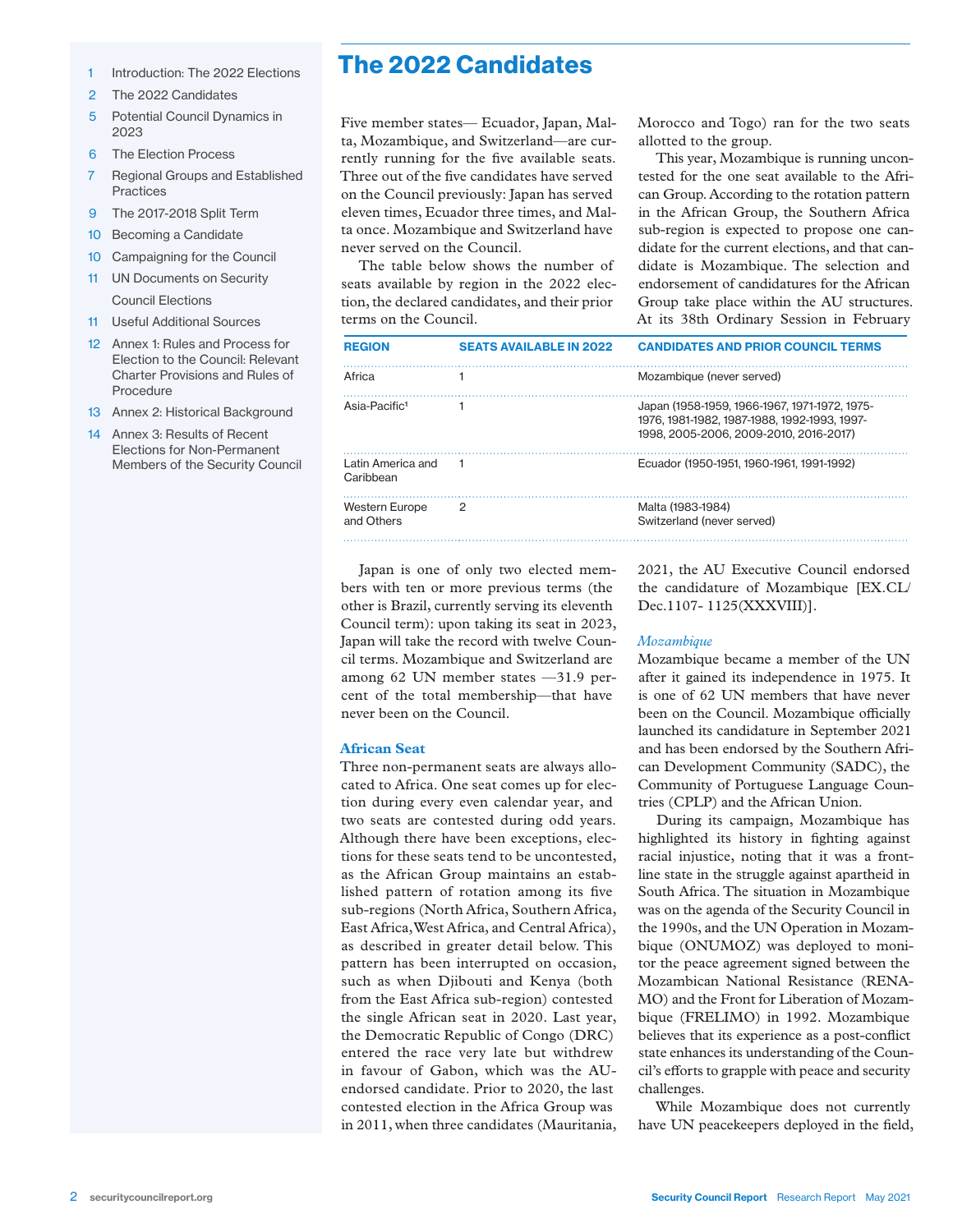- 1 Introduction: The 2022 Elections
- 2 The 2022 Candidates
- 5 Potential Council Dynamics in 2023
- 6 The Election Process
- 7 Regional Groups and Established Practices
- 9 The 2017-2018 Split Term
- 10 Becoming a Candidate
- 10 Campaigning for the Council
- 11 UN Documents on Security Council Elections
- 11 Useful Additional Sources
- 12 Annex 1: Rules and Process for Election to the Council: Relevant Charter Provisions and Rules of Procedure
- 13 Annex 2: Historical Background
- 14 Annex 3: Results of Recent Elections for Non-Permanent Members of the Security Council

# The 2022 Candidates

Five member states— Ecuador, Japan, Malta, Mozambique, and Switzerland—are currently running for the five available seats. Three out of the five candidates have served on the Council previously: Japan has served eleven times, Ecuador three times, and Malta once. Mozambique and Switzerland have never served on the Council.

The table below shows the number of seats available by region in the 2022 election, the declared candidates, and their prior terms on the Council.

| REGION | SEATS AVAILABLE IN 2022 | CANDIDATES AND PRIOR COUNCIL TERMS |
|---|---|---|
| Africa | 1 | Mozambique (never served) |
| Asia-Pacific[1] | 1 | Japan (1958-1959, 1966-1967, 1971-1972, 1975-1976, 1981-1982, 1987-1988, 1992-1993, 1997-1998, 2005-2006, 2009-2010, 2016-2017) |
| Latin America and Caribbean | 1 | Ecuador (1950-1951, 1960-1961, 1991-1992) |
| Western Europe and Others | 2 | Malta (1983-1984)<br>Switzerland (never served) |

Japan is one of only two elected members with ten or more previous terms (the other is Brazil, currently serving its eleventh Council term): upon taking its seat in 2023, Japan will take the record with twelve Council terms. Mozambique and Switzerland are among 62 UN member states —31.9 percent of the total membership—that have never been on the Council.

## African Seat

Three non-permanent seats are always allocated to Africa. One seat comes up for election during every even calendar year, and two seats are contested during odd years. Although there have been exceptions, elections for these seats tend to be uncontested, as the African Group maintains an established pattern of rotation among its five sub-regions (North Africa, Southern Africa, East Africa, West Africa, and Central Africa), as described in greater detail below. This pattern has been interrupted on occasion, such as when Djibouti and Kenya (both from the East Africa sub-region) contested the single African seat in 2020. Last year, the Democratic Republic of Congo (DRC) entered the race very late but withdrew in favour of Gabon, which was the AU-endorsed candidate. Prior to 2020, the last contested election in the Africa Group was in 2011, when three candidates (Mauritania, Morocco and Togo) ran for the two seats allotted to the group.

This year, Mozambique is running uncontested for the one seat available to the African Group. According to the rotation pattern in the African Group, the Southern Africa sub-region is expected to propose one candidate for the current elections, and that candidate is Mozambique. The selection and endorsement of candidatures for the African Group take place within the AU structures. At its 38th Ordinary Session in February 2021, the AU Executive Council endorsed the candidature of Mozambique [EX.CL/Dec.1107- 1125(XXXVIII)].

### *Mozambique*

Mozambique became a member of the UN after it gained its independence in 1975. It is one of 62 UN members that have never been on the Council. Mozambique officially launched its candidature in September 2021 and has been endorsed by the Southern African Development Community (SADC), the Community of Portuguese Language Countries (CPLP) and the African Union.

During its campaign, Mozambique has highlighted its history in fighting against racial injustice, noting that it was a frontline state in the struggle against apartheid in South Africa. The situation in Mozambique was on the agenda of the Security Council in the 1990s, and the UN Operation in Mozambique (ONUMOZ) was deployed to monitor the peace agreement signed between the Mozambican National Resistance (RENAMO) and the Front for Liberation of Mozambique (FRELIMO) in 1992. Mozambique believes that its experience as a post-conflict state enhances its understanding of the Council's efforts to grapple with peace and security challenges.

While Mozambique does not currently have UN peacekeepers deployed in the field,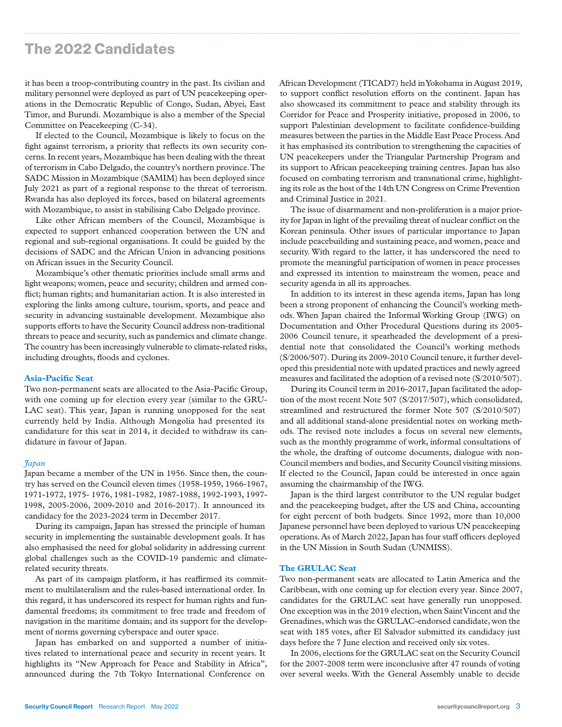it has been a troop-contributing country in the past. Its civilian and military personnel were deployed as part of UN peacekeeping operations in the Democratic Republic of Congo, Sudan, Abyei, East Timor, and Burundi. Mozambique is also a member of the Special Committee on Peacekeeping (C-34).

If elected to the Council, Mozambique is likely to focus on the fight against terrorism, a priority that reflects its own security concerns. In recent years, Mozambique has been dealing with the threat of terrorism in Cabo Delgado, the country's northern province. The SADC Mission in Mozambique (SAMIM) has been deployed since July 2021 as part of a regional response to the threat of terrorism. Rwanda has also deployed its forces, based on bilateral agreements with Mozambique, to assist in stabilising Cabo Delgado province.

Like other African members of the Council, Mozambique is expected to support enhanced cooperation between the UN and regional and sub-regional organisations. It could be guided by the decisions of SADC and the African Union in advancing positions on African issues in the Security Council.

Mozambique's other thematic priorities include small arms and light weapons; women, peace and security; children and armed conflict; human rights; and humanitarian action. It is also interested in exploring the links among culture, tourism, sports, and peace and security in advancing sustainable development. Mozambique also supports efforts to have the Security Council address non-traditional threats to peace and security, such as pandemics and climate change. The country has been increasingly vulnerable to climate-related risks, including droughts, floods and cyclones.

### Asia-Pacific Seat

Two non-permanent seats are allocated to the Asia-Pacific Group, with one coming up for election every year (similar to the GRULAC seat). This year, Japan is running unopposed for the seat currently held by India. Although Mongolia had presented its candidature for this seat in 2014, it decided to withdraw its candidature in favour of Japan.

#### *Japan*

Japan became a member of the UN in 1956. Since then, the country has served on the Council eleven times (1958-1959, 1966-1967, 1971-1972, 1975- 1976, 1981-1982, 1987-1988, 1992-1993, 1997-1998, 2005-2006, 2009-2010 and 2016-2017). It announced its candidacy for the 2023-2024 term in December 2017.

During its campaign, Japan has stressed the principle of human security in implementing the sustainable development goals. It has also emphasised the need for global solidarity in addressing current global challenges such as the COVID-19 pandemic and climate-related security threats.

As part of its campaign platform, it has reaffirmed its commitment to multilateralism and the rules-based international order. In this regard, it has underscored its respect for human rights and fundamental freedoms; its commitment to free trade and freedom of navigation in the maritime domain; and its support for the development of norms governing cyberspace and outer space.

Japan has embarked on and supported a number of initiatives related to international peace and security in recent years. It highlights its "New Approach for Peace and Stability in Africa", announced during the 7th Tokyo International Conference on African Development (TICAD7) held in Yokohama in August 2019, to support conflict resolution efforts on the continent. Japan has also showcased its commitment to peace and stability through its Corridor for Peace and Prosperity initiative, proposed in 2006, to support Palestinian development to facilitate confidence-building measures between the parties in the Middle East Peace Process. And it has emphasised its contribution to strengthening the capacities of UN peacekeepers under the Triangular Partnership Program and its support to African peacekeeping training centres. Japan has also focused on combating terrorism and transnational crime, highlighting its role as the host of the 14th UN Congress on Crime Prevention and Criminal Justice in 2021.

The issue of disarmament and non-proliferation is a major priority for Japan in light of the prevailing threat of nuclear conflict on the Korean peninsula. Other issues of particular importance to Japan include peacebuilding and sustaining peace, and women, peace and security. With regard to the latter, it has underscored the need to promote the meaningful participation of women in peace processes and expressed its intention to mainstream the women, peace and security agenda in all its approaches.

In addition to its interest in these agenda items, Japan has long been a strong proponent of enhancing the Council's working methods. When Japan chaired the Informal Working Group (IWG) on Documentation and Other Procedural Questions during its 2005-2006 Council tenure, it spearheaded the development of a presidential note that consolidated the Council's working methods (S/2006/507). During its 2009-2010 Council tenure, it further developed this presidential note with updated practices and newly agreed measures and facilitated the adoption of a revised note (S/2010/507).

During its Council term in 2016-2017, Japan facilitated the adoption of the most recent Note 507 (S/2017/507), which consolidated, streamlined and restructured the former Note 507 (S/2010/507) and all additional stand-alone presidential notes on working methods. The revised note includes a focus on several new elements, such as the monthly programme of work, informal consultations of the whole, the drafting of outcome documents, dialogue with non-Council members and bodies, and Security Council visiting missions. If elected to the Council, Japan could be interested in once again assuming the chairmanship of the IWG.

Japan is the third largest contributor to the UN regular budget and the peacekeeping budget, after the US and China, accounting for eight percent of both budgets. Since 1992, more than 10,000 Japanese personnel have been deployed to various UN peacekeeping operations. As of March 2022, Japan has four staff officers deployed in the UN Mission in South Sudan (UNMISS).

### The GRULAC Seat

Two non-permanent seats are allocated to Latin America and the Caribbean, with one coming up for election every year. Since 2007, candidates for the GRULAC seat have generally run unopposed. One exception was in the 2019 election, when Saint Vincent and the Grenadines, which was the GRULAC-endorsed candidate, won the seat with 185 votes, after El Salvador submitted its candidacy just days before the 7 June election and received only six votes.

In 2006, elections for the GRULAC seat on the Security Council for the 2007-2008 term were inconclusive after 47 rounds of voting over several weeks. With the General Assembly unable to decide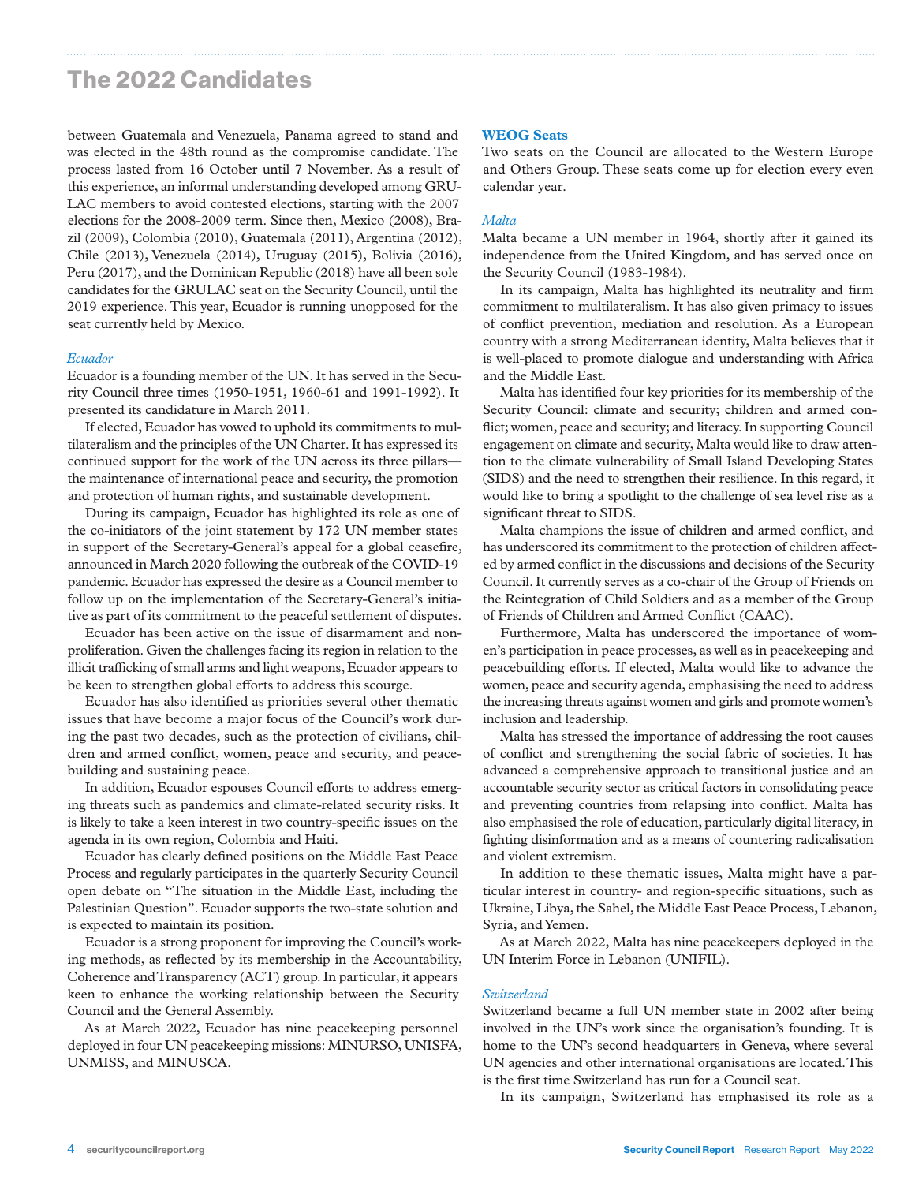between Guatemala and Venezuela, Panama agreed to stand and was elected in the 48th round as the compromise candidate. The process lasted from 16 October until 7 November. As a result of this experience, an informal understanding developed among GRULAC members to avoid contested elections, starting with the 2007 elections for the 2008-2009 term. Since then, Mexico (2008), Brazil (2009), Colombia (2010), Guatemala (2011), Argentina (2012), Chile (2013), Venezuela (2014), Uruguay (2015), Bolivia (2016), Peru (2017), and the Dominican Republic (2018) have all been sole candidates for the GRULAC seat on the Security Council, until the 2019 experience. This year, Ecuador is running unopposed for the seat currently held by Mexico.

### *Ecuador*

Ecuador is a founding member of the UN. It has served in the Security Council three times (1950-1951, 1960-61 and 1991-1992). It presented its candidature in March 2011.

If elected, Ecuador has vowed to uphold its commitments to multilateralism and the principles of the UN Charter. It has expressed its continued support for the work of the UN across its three pillars—the maintenance of international peace and security, the promotion and protection of human rights, and sustainable development.

During its campaign, Ecuador has highlighted its role as one of the co-initiators of the joint statement by 172 UN member states in support of the Secretary-General's appeal for a global ceasefire, announced in March 2020 following the outbreak of the COVID-19 pandemic. Ecuador has expressed the desire as a Council member to follow up on the implementation of the Secretary-General's initiative as part of its commitment to the peaceful settlement of disputes.

Ecuador has been active on the issue of disarmament and non-proliferation. Given the challenges facing its region in relation to the illicit trafficking of small arms and light weapons, Ecuador appears to be keen to strengthen global efforts to address this scourge.

Ecuador has also identified as priorities several other thematic issues that have become a major focus of the Council's work during the past two decades, such as the protection of civilians, children and armed conflict, women, peace and security, and peacebuilding and sustaining peace.

In addition, Ecuador espouses Council efforts to address emerging threats such as pandemics and climate-related security risks. It is likely to take a keen interest in two country-specific issues on the agenda in its own region, Colombia and Haiti.

Ecuador has clearly defined positions on the Middle East Peace Process and regularly participates in the quarterly Security Council open debate on "The situation in the Middle East, including the Palestinian Question". Ecuador supports the two-state solution and is expected to maintain its position.

Ecuador is a strong proponent for improving the Council's working methods, as reflected by its membership in the Accountability, Coherence and Transparency (ACT) group. In particular, it appears keen to enhance the working relationship between the Security Council and the General Assembly.

As at March 2022, Ecuador has nine peacekeeping personnel deployed in four UN peacekeeping missions: MINURSO, UNISFA, UNMISS, and MINUSCA.

## WEOG Seats

Two seats on the Council are allocated to the Western Europe and Others Group. These seats come up for election every even calendar year.

### *Malta*

Malta became a UN member in 1964, shortly after it gained its independence from the United Kingdom, and has served once on the Security Council (1983-1984).

In its campaign, Malta has highlighted its neutrality and firm commitment to multilateralism. It has also given primacy to issues of conflict prevention, mediation and resolution. As a European country with a strong Mediterranean identity, Malta believes that it is well-placed to promote dialogue and understanding with Africa and the Middle East.

Malta has identified four key priorities for its membership of the Security Council: climate and security; children and armed conflict; women, peace and security; and literacy. In supporting Council engagement on climate and security, Malta would like to draw attention to the climate vulnerability of Small Island Developing States (SIDS) and the need to strengthen their resilience. In this regard, it would like to bring a spotlight to the challenge of sea level rise as a significant threat to SIDS.

Malta champions the issue of children and armed conflict, and has underscored its commitment to the protection of children affected by armed conflict in the discussions and decisions of the Security Council. It currently serves as a co-chair of the Group of Friends on the Reintegration of Child Soldiers and as a member of the Group of Friends of Children and Armed Conflict (CAAC).

Furthermore, Malta has underscored the importance of women's participation in peace processes, as well as in peacekeeping and peacebuilding efforts. If elected, Malta would like to advance the women, peace and security agenda, emphasising the need to address the increasing threats against women and girls and promote women's inclusion and leadership.

Malta has stressed the importance of addressing the root causes of conflict and strengthening the social fabric of societies. It has advanced a comprehensive approach to transitional justice and an accountable security sector as critical factors in consolidating peace and preventing countries from relapsing into conflict. Malta has also emphasised the role of education, particularly digital literacy, in fighting disinformation and as a means of countering radicalisation and violent extremism.

In addition to these thematic issues, Malta might have a particular interest in country- and region-specific situations, such as Ukraine, Libya, the Sahel, the Middle East Peace Process, Lebanon, Syria, and Yemen.

As at March 2022, Malta has nine peacekeepers deployed in the UN Interim Force in Lebanon (UNIFIL).

### *Switzerland*

Switzerland became a full UN member state in 2002 after being involved in the UN's work since the organisation's founding. It is home to the UN's second headquarters in Geneva, where several UN agencies and other international organisations are located. This is the first time Switzerland has run for a Council seat.

In its campaign, Switzerland has emphasised its role as a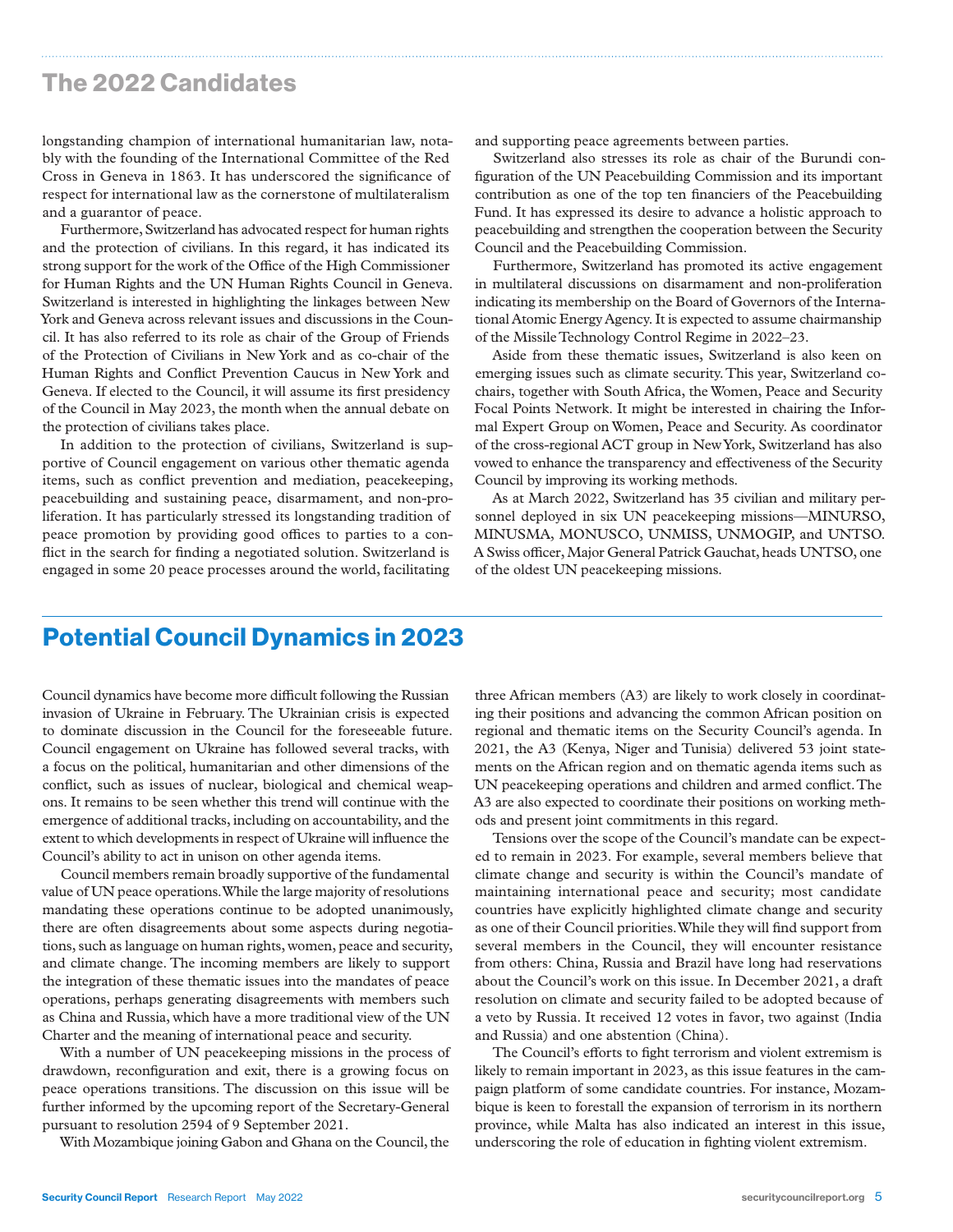## The 2022 Candidates

longstanding champion of international humanitarian law, notably with the founding of the International Committee of the Red Cross in Geneva in 1863. It has underscored the significance of respect for international law as the cornerstone of multilateralism and a guarantor of peace.

Furthermore, Switzerland has advocated respect for human rights and the protection of civilians. In this regard, it has indicated its strong support for the work of the Office of the High Commissioner for Human Rights and the UN Human Rights Council in Geneva. Switzerland is interested in highlighting the linkages between New York and Geneva across relevant issues and discussions in the Council. It has also referred to its role as chair of the Group of Friends of the Protection of Civilians in New York and as co-chair of the Human Rights and Conflict Prevention Caucus in New York and Geneva. If elected to the Council, it will assume its first presidency of the Council in May 2023, the month when the annual debate on the protection of civilians takes place.

In addition to the protection of civilians, Switzerland is supportive of Council engagement on various other thematic agenda items, such as conflict prevention and mediation, peacekeeping, peacebuilding and sustaining peace, disarmament, and non-proliferation. It has particularly stressed its longstanding tradition of peace promotion by providing good offices to parties to a conflict in the search for finding a negotiated solution. Switzerland is engaged in some 20 peace processes around the world, facilitating and supporting peace agreements between parties.

Switzerland also stresses its role as chair of the Burundi configuration of the UN Peacebuilding Commission and its important contribution as one of the top ten financiers of the Peacebuilding Fund. It has expressed its desire to advance a holistic approach to peacebuilding and strengthen the cooperation between the Security Council and the Peacebuilding Commission.

Furthermore, Switzerland has promoted its active engagement in multilateral discussions on disarmament and non-proliferation indicating its membership on the Board of Governors of the International Atomic Energy Agency. It is expected to assume chairmanship of the Missile Technology Control Regime in 2022–23.

Aside from these thematic issues, Switzerland is also keen on emerging issues such as climate security. This year, Switzerland co-chairs, together with South Africa, the Women, Peace and Security Focal Points Network. It might be interested in chairing the Informal Expert Group on Women, Peace and Security. As coordinator of the cross-regional ACT group in New York, Switzerland has also vowed to enhance the transparency and effectiveness of the Security Council by improving its working methods.

As at March 2022, Switzerland has 35 civilian and military personnel deployed in six UN peacekeeping missions—MINURSO, MINUSMA, MONUSCO, UNMISS, UNMOGIP, and UNTSO. A Swiss officer, Major General Patrick Gauchat, heads UNTSO, one of the oldest UN peacekeeping missions.

## Potential Council Dynamics in 2023

Council dynamics have become more difficult following the Russian invasion of Ukraine in February. The Ukrainian crisis is expected to dominate discussion in the Council for the foreseeable future. Council engagement on Ukraine has followed several tracks, with a focus on the political, humanitarian and other dimensions of the conflict, such as issues of nuclear, biological and chemical weapons. It remains to be seen whether this trend will continue with the emergence of additional tracks, including on accountability, and the extent to which developments in respect of Ukraine will influence the Council's ability to act in unison on other agenda items.

Council members remain broadly supportive of the fundamental value of UN peace operations. While the large majority of resolutions mandating these operations continue to be adopted unanimously, there are often disagreements about some aspects during negotiations, such as language on human rights, women, peace and security, and climate change. The incoming members are likely to support the integration of these thematic issues into the mandates of peace operations, perhaps generating disagreements with members such as China and Russia, which have a more traditional view of the UN Charter and the meaning of international peace and security.

With a number of UN peacekeeping missions in the process of drawdown, reconfiguration and exit, there is a growing focus on peace operations transitions. The discussion on this issue will be further informed by the upcoming report of the Secretary-General pursuant to resolution 2594 of 9 September 2021.

With Mozambique joining Gabon and Ghana on the Council, the three African members (A3) are likely to work closely in coordinating their positions and advancing the common African position on regional and thematic items on the Security Council's agenda. In 2021, the A3 (Kenya, Niger and Tunisia) delivered 53 joint statements on the African region and on thematic agenda items such as UN peacekeeping operations and children and armed conflict. The A3 are also expected to coordinate their positions on working methods and present joint commitments in this regard.

Tensions over the scope of the Council's mandate can be expected to remain in 2023. For example, several members believe that climate change and security is within the Council's mandate of maintaining international peace and security; most candidate countries have explicitly highlighted climate change and security as one of their Council priorities. While they will find support from several members in the Council, they will encounter resistance from others: China, Russia and Brazil have long had reservations about the Council's work on this issue. In December 2021, a draft resolution on climate and security failed to be adopted because of a veto by Russia. It received 12 votes in favor, two against (India and Russia) and one abstention (China).

The Council's efforts to fight terrorism and violent extremism is likely to remain important in 2023, as this issue features in the campaign platform of some candidate countries. For instance, Mozambique is keen to forestall the expansion of terrorism in its northern province, while Malta has also indicated an interest in this issue, underscoring the role of education in fighting violent extremism.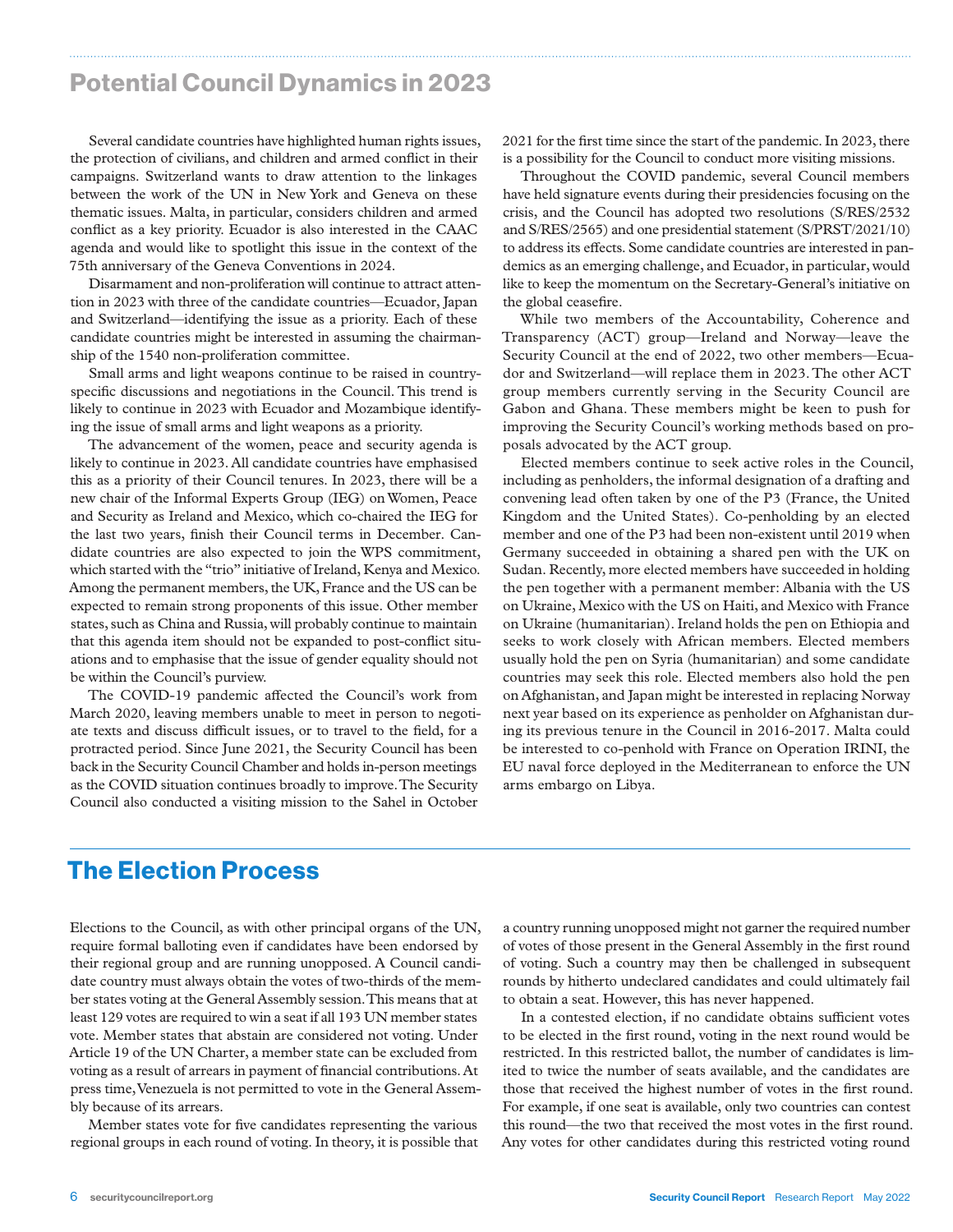## Potential Council Dynamics in 2023

Several candidate countries have highlighted human rights issues, the protection of civilians, and children and armed conflict in their campaigns. Switzerland wants to draw attention to the linkages between the work of the UN in New York and Geneva on these thematic issues. Malta, in particular, considers children and armed conflict as a key priority. Ecuador is also interested in the CAAC agenda and would like to spotlight this issue in the context of the 75th anniversary of the Geneva Conventions in 2024.

Disarmament and non-proliferation will continue to attract attention in 2023 with three of the candidate countries—Ecuador, Japan and Switzerland—identifying the issue as a priority. Each of these candidate countries might be interested in assuming the chairmanship of the 1540 non-proliferation committee.

Small arms and light weapons continue to be raised in country-specific discussions and negotiations in the Council. This trend is likely to continue in 2023 with Ecuador and Mozambique identifying the issue of small arms and light weapons as a priority.

The advancement of the women, peace and security agenda is likely to continue in 2023. All candidate countries have emphasised this as a priority of their Council tenures. In 2023, there will be a new chair of the Informal Experts Group (IEG) on Women, Peace and Security as Ireland and Mexico, which co-chaired the IEG for the last two years, finish their Council terms in December. Candidate countries are also expected to join the WPS commitment, which started with the "trio" initiative of Ireland, Kenya and Mexico. Among the permanent members, the UK, France and the US can be expected to remain strong proponents of this issue. Other member states, such as China and Russia, will probably continue to maintain that this agenda item should not be expanded to post-conflict situations and to emphasise that the issue of gender equality should not be within the Council's purview.

The COVID-19 pandemic affected the Council's work from March 2020, leaving members unable to meet in person to negotiate texts and discuss difficult issues, or to travel to the field, for a protracted period. Since June 2021, the Security Council has been back in the Security Council Chamber and holds in-person meetings as the COVID situation continues broadly to improve. The Security Council also conducted a visiting mission to the Sahel in October 2021 for the first time since the start of the pandemic. In 2023, there is a possibility for the Council to conduct more visiting missions.

Throughout the COVID pandemic, several Council members have held signature events during their presidencies focusing on the crisis, and the Council has adopted two resolutions (S/RES/2532 and S/RES/2565) and one presidential statement (S/PRST/2021/10) to address its effects. Some candidate countries are interested in pandemics as an emerging challenge, and Ecuador, in particular, would like to keep the momentum on the Secretary-General's initiative on the global ceasefire.

While two members of the Accountability, Coherence and Transparency (ACT) group—Ireland and Norway—leave the Security Council at the end of 2022, two other members—Ecuador and Switzerland—will replace them in 2023. The other ACT group members currently serving in the Security Council are Gabon and Ghana. These members might be keen to push for improving the Security Council's working methods based on proposals advocated by the ACT group.

Elected members continue to seek active roles in the Council, including as penholders, the informal designation of a drafting and convening lead often taken by one of the P3 (France, the United Kingdom and the United States). Co-penholding by an elected member and one of the P3 had been non-existent until 2019 when Germany succeeded in obtaining a shared pen with the UK on Sudan. Recently, more elected members have succeeded in holding the pen together with a permanent member: Albania with the US on Ukraine, Mexico with the US on Haiti, and Mexico with France on Ukraine (humanitarian). Ireland holds the pen on Ethiopia and seeks to work closely with African members. Elected members usually hold the pen on Syria (humanitarian) and some candidate countries may seek this role. Elected members also hold the pen on Afghanistan, and Japan might be interested in replacing Norway next year based on its experience as penholder on Afghanistan during its previous tenure in the Council in 2016-2017. Malta could be interested to co-penhold with France on Operation IRINI, the EU naval force deployed in the Mediterranean to enforce the UN arms embargo on Libya.

## The Election Process

Elections to the Council, as with other principal organs of the UN, require formal balloting even if candidates have been endorsed by their regional group and are running unopposed. A Council candidate country must always obtain the votes of two-thirds of the member states voting at the General Assembly session. This means that at least 129 votes are required to win a seat if all 193 UN member states vote. Member states that abstain are considered not voting. Under Article 19 of the UN Charter, a member state can be excluded from voting as a result of arrears in payment of financial contributions. At press time, Venezuela is not permitted to vote in the General Assembly because of its arrears.

Member states vote for five candidates representing the various regional groups in each round of voting. In theory, it is possible that a country running unopposed might not garner the required number of votes of those present in the General Assembly in the first round of voting. Such a country may then be challenged in subsequent rounds by hitherto undeclared candidates and could ultimately fail to obtain a seat. However, this has never happened.

In a contested election, if no candidate obtains sufficient votes to be elected in the first round, voting in the next round would be restricted. In this restricted ballot, the number of candidates is limited to twice the number of seats available, and the candidates are those that received the highest number of votes in the first round. For example, if one seat is available, only two countries can contest this round—the two that received the most votes in the first round. Any votes for other candidates during this restricted voting round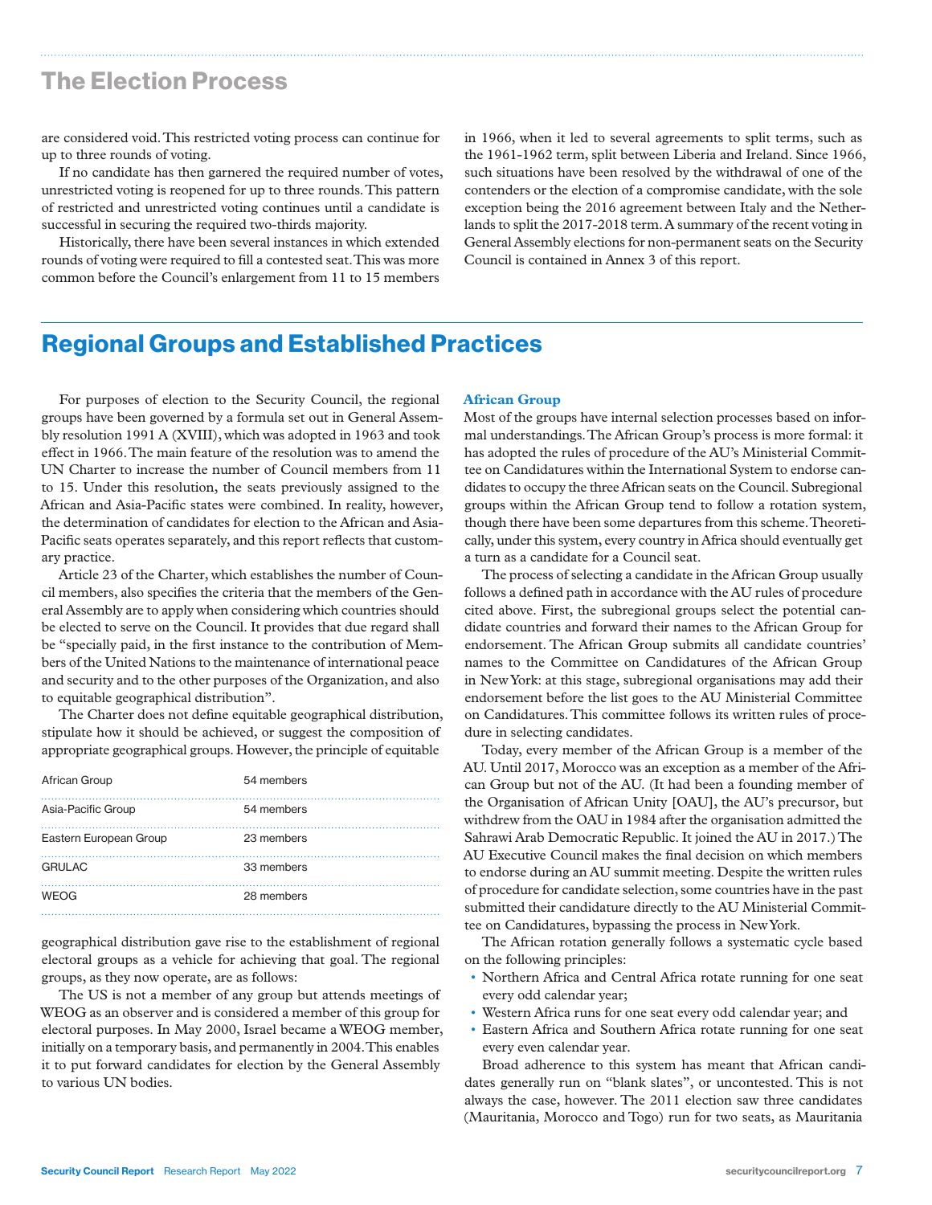## The Election Process

are considered void. This restricted voting process can continue for up to three rounds of voting.

If no candidate has then garnered the required number of votes, unrestricted voting is reopened for up to three rounds. This pattern of restricted and unrestricted voting continues until a candidate is successful in securing the required two-thirds majority.

Historically, there have been several instances in which extended rounds of voting were required to fill a contested seat. This was more common before the Council's enlargement from 11 to 15 members in 1966, when it led to several agreements to split terms, such as the 1961-1962 term, split between Liberia and Ireland. Since 1966, such situations have been resolved by the withdrawal of one of the contenders or the election of a compromise candidate, with the sole exception being the 2016 agreement between Italy and the Netherlands to split the 2017-2018 term. A summary of the recent voting in General Assembly elections for non-permanent seats on the Security Council is contained in Annex 3 of this report.

# Regional Groups and Established Practices

For purposes of election to the Security Council, the regional groups have been governed by a formula set out in General Assembly resolution 1991 A (XVIII), which was adopted in 1963 and took effect in 1966. The main feature of the resolution was to amend the UN Charter to increase the number of Council members from 11 to 15. Under this resolution, the seats previously assigned to the African and Asia-Pacific states were combined. In reality, however, the determination of candidates for election to the African and Asia-Pacific seats operates separately, and this report reflects that customary practice.

Article 23 of the Charter, which establishes the number of Council members, also specifies the criteria that the members of the General Assembly are to apply when considering which countries should be elected to serve on the Council. It provides that due regard shall be "specially paid, in the first instance to the contribution of Members of the United Nations to the maintenance of international peace and security and to the other purposes of the Organization, and also to equitable geographical distribution".

The Charter does not define equitable geographical distribution, stipulate how it should be achieved, or suggest the composition of appropriate geographical groups. However, the principle of equitable geographical distribution gave rise to the establishment of regional electoral groups as a vehicle for achieving that goal. The regional groups, as they now operate, are as follows:

| Group | Members |
|---|---|
| African Group | 54 members |
| Asia-Pacific Group | 54 members |
| Eastern European Group | 23 members |
| GRULAC | 33 members |
| WEOG | 28 members |

The US is not a member of any group but attends meetings of WEOG as an observer and is considered a member of this group for electoral purposes. In May 2000, Israel became a WEOG member, initially on a temporary basis, and permanently in 2004. This enables it to put forward candidates for election by the General Assembly to various UN bodies.

### African Group

Most of the groups have internal selection processes based on informal understandings. The African Group's process is more formal: it has adopted the rules of procedure of the AU's Ministerial Committee on Candidatures within the International System to endorse candidates to occupy the three African seats on the Council. Subregional groups within the African Group tend to follow a rotation system, though there have been some departures from this scheme. Theoretically, under this system, every country in Africa should eventually get a turn as a candidate for a Council seat.

The process of selecting a candidate in the African Group usually follows a defined path in accordance with the AU rules of procedure cited above. First, the subregional groups select the potential candidate countries and forward their names to the African Group for endorsement. The African Group submits all candidate countries' names to the Committee on Candidatures of the African Group in New York: at this stage, subregional organisations may add their endorsement before the list goes to the AU Ministerial Committee on Candidatures. This committee follows its written rules of procedure in selecting candidates.

Today, every member of the African Group is a member of the AU. Until 2017, Morocco was an exception as a member of the African Group but not of the AU. (It had been a founding member of the Organisation of African Unity [OAU], the AU's precursor, but withdrew from the OAU in 1984 after the organisation admitted the Sahrawi Arab Democratic Republic. It joined the AU in 2017.) The AU Executive Council makes the final decision on which members to endorse during an AU summit meeting. Despite the written rules of procedure for candidate selection, some countries have in the past submitted their candidature directly to the AU Ministerial Committee on Candidatures, bypassing the process in New York.

The African rotation generally follows a systematic cycle based on the following principles:

- Northern Africa and Central Africa rotate running for one seat every odd calendar year;
- Western Africa runs for one seat every odd calendar year; and
- Eastern Africa and Southern Africa rotate running for one seat every even calendar year.

Broad adherence to this system has meant that African candidates generally run on "blank slates", or uncontested. This is not always the case, however. The 2011 election saw three candidates (Mauritania, Morocco and Togo) run for two seats, as Mauritania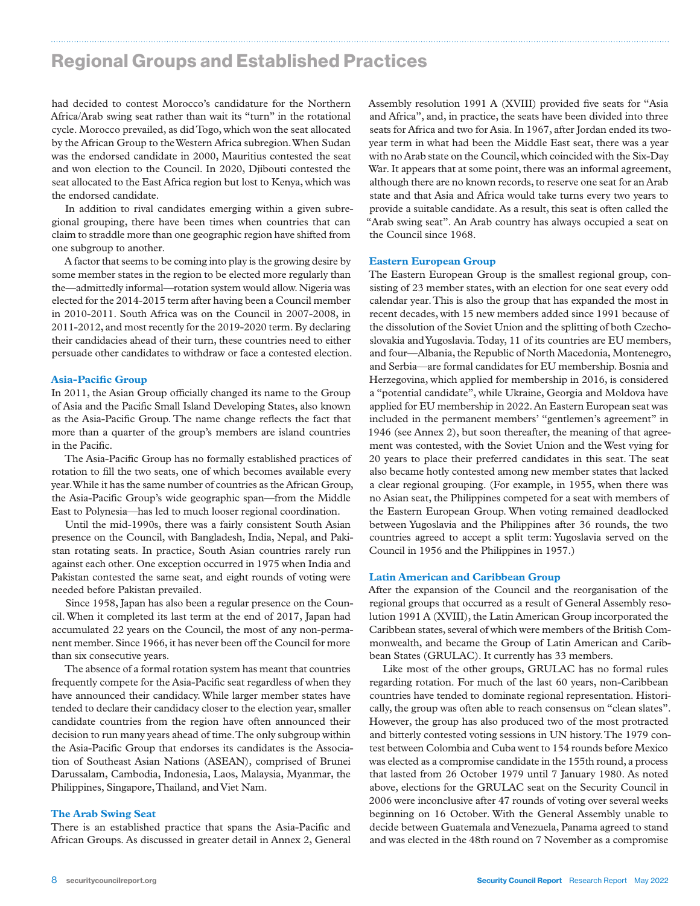## Regional Groups and Established Practices

had decided to contest Morocco's candidature for the Northern Africa/Arab swing seat rather than wait its "turn" in the rotational cycle. Morocco prevailed, as did Togo, which won the seat allocated by the African Group to the Western Africa subregion. When Sudan was the endorsed candidate in 2000, Mauritius contested the seat and won election to the Council. In 2020, Djibouti contested the seat allocated to the East Africa region but lost to Kenya, which was the endorsed candidate.

In addition to rival candidates emerging within a given subregional grouping, there have been times when countries that can claim to straddle more than one geographic region have shifted from one subgroup to another.

A factor that seems to be coming into play is the growing desire by some member states in the region to be elected more regularly than the—admittedly informal—rotation system would allow. Nigeria was elected for the 2014-2015 term after having been a Council member in 2010-2011. South Africa was on the Council in 2007-2008, in 2011-2012, and most recently for the 2019-2020 term. By declaring their candidacies ahead of their turn, these countries need to either persuade other candidates to withdraw or face a contested election.

### Asia-Pacific Group

In 2011, the Asian Group officially changed its name to the Group of Asia and the Pacific Small Island Developing States, also known as the Asia-Pacific Group. The name change reflects the fact that more than a quarter of the group's members are island countries in the Pacific.

The Asia-Pacific Group has no formally established practices of rotation to fill the two seats, one of which becomes available every year. While it has the same number of countries as the African Group, the Asia-Pacific Group's wide geographic span—from the Middle East to Polynesia—has led to much looser regional coordination.

Until the mid-1990s, there was a fairly consistent South Asian presence on the Council, with Bangladesh, India, Nepal, and Pakistan rotating seats. In practice, South Asian countries rarely run against each other. One exception occurred in 1975 when India and Pakistan contested the same seat, and eight rounds of voting were needed before Pakistan prevailed.

Since 1958, Japan has also been a regular presence on the Council. When it completed its last term at the end of 2017, Japan had accumulated 22 years on the Council, the most of any non-permanent member. Since 1966, it has never been off the Council for more than six consecutive years.

The absence of a formal rotation system has meant that countries frequently compete for the Asia-Pacific seat regardless of when they have announced their candidacy. While larger member states have tended to declare their candidacy closer to the election year, smaller candidate countries from the region have often announced their decision to run many years ahead of time. The only subgroup within the Asia-Pacific Group that endorses its candidates is the Association of Southeast Asian Nations (ASEAN), comprised of Brunei Darussalam, Cambodia, Indonesia, Laos, Malaysia, Myanmar, the Philippines, Singapore, Thailand, and Viet Nam.

### The Arab Swing Seat

There is an established practice that spans the Asia-Pacific and African Groups. As discussed in greater detail in Annex 2, General Assembly resolution 1991 A (XVIII) provided five seats for "Asia and Africa", and, in practice, the seats have been divided into three seats for Africa and two for Asia. In 1967, after Jordan ended its two-year term in what had been the Middle East seat, there was a year with no Arab state on the Council, which coincided with the Six-Day War. It appears that at some point, there was an informal agreement, although there are no known records, to reserve one seat for an Arab state and that Asia and Africa would take turns every two years to provide a suitable candidate. As a result, this seat is often called the "Arab swing seat". An Arab country has always occupied a seat on the Council since 1968.

### Eastern European Group

The Eastern European Group is the smallest regional group, consisting of 23 member states, with an election for one seat every odd calendar year. This is also the group that has expanded the most in recent decades, with 15 new members added since 1991 because of the dissolution of the Soviet Union and the splitting of both Czechoslovakia and Yugoslavia. Today, 11 of its countries are EU members, and four—Albania, the Republic of North Macedonia, Montenegro, and Serbia—are formal candidates for EU membership. Bosnia and Herzegovina, which applied for membership in 2016, is considered a "potential candidate", while Ukraine, Georgia and Moldova have applied for EU membership in 2022. An Eastern European seat was included in the permanent members' "gentlemen's agreement" in 1946 (see Annex 2), but soon thereafter, the meaning of that agreement was contested, with the Soviet Union and the West vying for 20 years to place their preferred candidates in this seat. The seat also became hotly contested among new member states that lacked a clear regional grouping. (For example, in 1955, when there was no Asian seat, the Philippines competed for a seat with members of the Eastern European Group. When voting remained deadlocked between Yugoslavia and the Philippines after 36 rounds, the two countries agreed to accept a split term: Yugoslavia served on the Council in 1956 and the Philippines in 1957.)

### Latin American and Caribbean Group

After the expansion of the Council and the reorganisation of the regional groups that occurred as a result of General Assembly resolution 1991 A (XVIII), the Latin American Group incorporated the Caribbean states, several of which were members of the British Commonwealth, and became the Group of Latin American and Caribbean States (GRULAC). It currently has 33 members.

Like most of the other groups, GRULAC has no formal rules regarding rotation. For much of the last 60 years, non-Caribbean countries have tended to dominate regional representation. Historically, the group was often able to reach consensus on "clean slates". However, the group has also produced two of the most protracted and bitterly contested voting sessions in UN history. The 1979 contest between Colombia and Cuba went to 154 rounds before Mexico was elected as a compromise candidate in the 155th round, a process that lasted from 26 October 1979 until 7 January 1980. As noted above, elections for the GRULAC seat on the Security Council in 2006 were inconclusive after 47 rounds of voting over several weeks beginning on 16 October. With the General Assembly unable to decide between Guatemala and Venezuela, Panama agreed to stand and was elected in the 48th round on 7 November as a compromise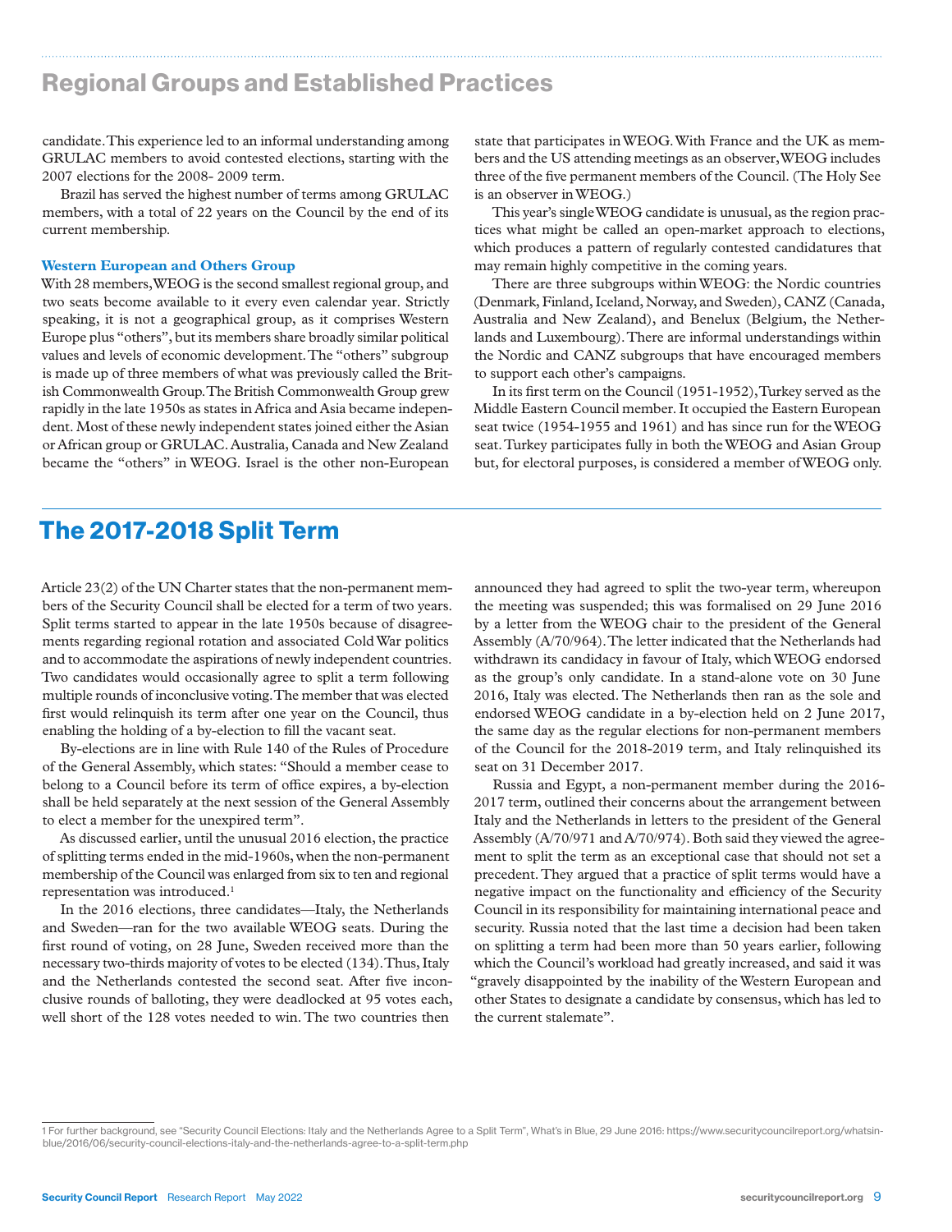candidate. This experience led to an informal understanding among GRULAC members to avoid contested elections, starting with the 2007 elections for the 2008- 2009 term.

Brazil has served the highest number of terms among GRULAC members, with a total of 22 years on the Council by the end of its current membership.

### Western European and Others Group

With 28 members, WEOG is the second smallest regional group, and two seats become available to it every even calendar year. Strictly speaking, it is not a geographical group, as it comprises Western Europe plus "others", but its members share broadly similar political values and levels of economic development. The "others" subgroup is made up of three members of what was previously called the British Commonwealth Group. The British Commonwealth Group grew rapidly in the late 1950s as states in Africa and Asia became independent. Most of these newly independent states joined either the Asian or African group or GRULAC. Australia, Canada and New Zealand became the "others" in WEOG. Israel is the other non-European state that participates in WEOG. With France and the UK as members and the US attending meetings as an observer, WEOG includes three of the five permanent members of the Council. (The Holy See is an observer in WEOG.)

This year's single WEOG candidate is unusual, as the region practices what might be called an open-market approach to elections, which produces a pattern of regularly contested candidatures that may remain highly competitive in the coming years.

There are three subgroups within WEOG: the Nordic countries (Denmark, Finland, Iceland, Norway, and Sweden), CANZ (Canada, Australia and New Zealand), and Benelux (Belgium, the Netherlands and Luxembourg). There are informal understandings within the Nordic and CANZ subgroups that have encouraged members to support each other's campaigns.

In its first term on the Council (1951-1952), Turkey served as the Middle Eastern Council member. It occupied the Eastern European seat twice (1954-1955 and 1961) and has since run for the WEOG seat. Turkey participates fully in both the WEOG and Asian Group but, for electoral purposes, is considered a member of WEOG only.

## The 2017-2018 Split Term

Article 23(2) of the UN Charter states that the non-permanent members of the Security Council shall be elected for a term of two years. Split terms started to appear in the late 1950s because of disagreements regarding regional rotation and associated Cold War politics and to accommodate the aspirations of newly independent countries. Two candidates would occasionally agree to split a term following multiple rounds of inconclusive voting. The member that was elected first would relinquish its term after one year on the Council, thus enabling the holding of a by-election to fill the vacant seat.

By-elections are in line with Rule 140 of the Rules of Procedure of the General Assembly, which states: "Should a member cease to belong to a Council before its term of office expires, a by-election shall be held separately at the next session of the General Assembly to elect a member for the unexpired term".

As discussed earlier, until the unusual 2016 election, the practice of splitting terms ended in the mid-1960s, when the non-permanent membership of the Council was enlarged from six to ten and regional representation was introduced.[1]

In the 2016 elections, three candidates—Italy, the Netherlands and Sweden—ran for the two available WEOG seats. During the first round of voting, on 28 June, Sweden received more than the necessary two-thirds majority of votes to be elected (134). Thus, Italy and the Netherlands contested the second seat. After five inconclusive rounds of balloting, they were deadlocked at 95 votes each, well short of the 128 votes needed to win. The two countries then announced they had agreed to split the two-year term, whereupon the meeting was suspended; this was formalised on 29 June 2016 by a letter from the WEOG chair to the president of the General Assembly (A/70/964). The letter indicated that the Netherlands had withdrawn its candidacy in favour of Italy, which WEOG endorsed as the group's only candidate. In a stand-alone vote on 30 June 2016, Italy was elected. The Netherlands then ran as the sole and endorsed WEOG candidate in a by-election held on 2 June 2017, the same day as the regular elections for non-permanent members of the Council for the 2018-2019 term, and Italy relinquished its seat on 31 December 2017.

Russia and Egypt, a non-permanent member during the 2016-2017 term, outlined their concerns about the arrangement between Italy and the Netherlands in letters to the president of the General Assembly (A/70/971 and A/70/974). Both said they viewed the agreement to split the term as an exceptional case that should not set a precedent. They argued that a practice of split terms would have a negative impact on the functionality and efficiency of the Security Council in its responsibility for maintaining international peace and security. Russia noted that the last time a decision had been taken on splitting a term had been more than 50 years earlier, following which the Council's workload had greatly increased, and said it was "gravely disappointed by the inability of the Western European and other States to designate a candidate by consensus, which has led to the current stalemate".

[1] For further background, see "Security Council Elections: Italy and the Netherlands Agree to a Split Term", What's in Blue, 29 June 2016: https://www.securitycouncilreport.org/whatsinblue/2016/06/security-council-elections-italy-and-the-netherlands-agree-to-a-split-term.php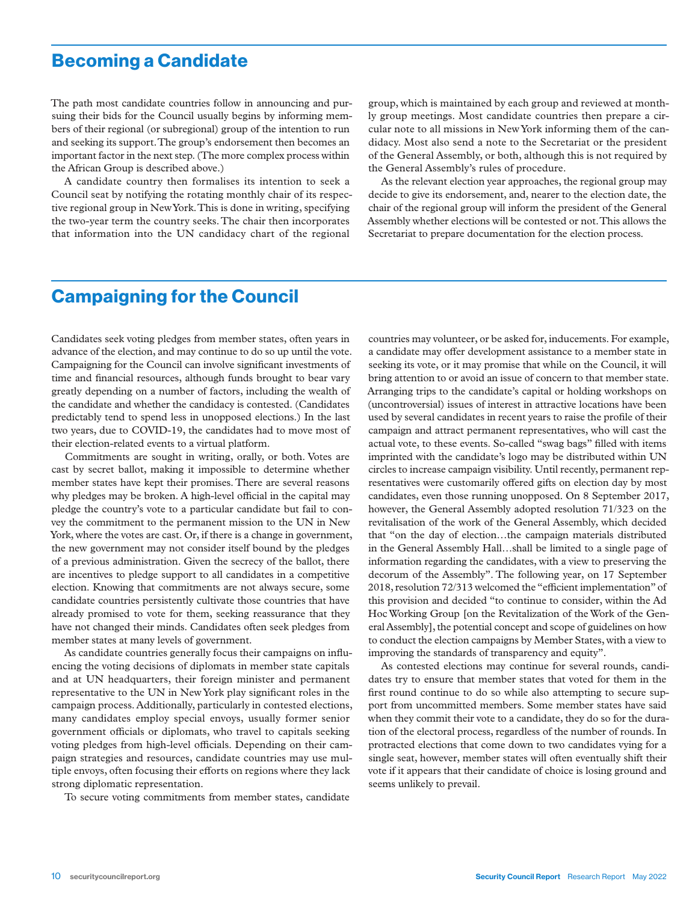## Becoming a Candidate

The path most candidate countries follow in announcing and pursuing their bids for the Council usually begins by informing members of their regional (or subregional) group of the intention to run and seeking its support. The group's endorsement then becomes an important factor in the next step. (The more complex process within the African Group is described above.)

A candidate country then formalises its intention to seek a Council seat by notifying the rotating monthly chair of its respective regional group in New York. This is done in writing, specifying the two-year term the country seeks. The chair then incorporates that information into the UN candidacy chart of the regional group, which is maintained by each group and reviewed at monthly group meetings. Most candidate countries then prepare a circular note to all missions in New York informing them of the candidacy. Most also send a note to the Secretariat or the president of the General Assembly, or both, although this is not required by the General Assembly's rules of procedure.

As the relevant election year approaches, the regional group may decide to give its endorsement, and, nearer to the election date, the chair of the regional group will inform the president of the General Assembly whether elections will be contested or not. This allows the Secretariat to prepare documentation for the election process.

## Campaigning for the Council

Candidates seek voting pledges from member states, often years in advance of the election, and may continue to do so up until the vote. Campaigning for the Council can involve significant investments of time and financial resources, although funds brought to bear vary greatly depending on a number of factors, including the wealth of the candidate and whether the candidacy is contested. (Candidates predictably tend to spend less in unopposed elections.) In the last two years, due to COVID-19, the candidates had to move most of their election-related events to a virtual platform.

Commitments are sought in writing, orally, or both. Votes are cast by secret ballot, making it impossible to determine whether member states have kept their promises. There are several reasons why pledges may be broken. A high-level official in the capital may pledge the country's vote to a particular candidate but fail to convey the commitment to the permanent mission to the UN in New York, where the votes are cast. Or, if there is a change in government, the new government may not consider itself bound by the pledges of a previous administration. Given the secrecy of the ballot, there are incentives to pledge support to all candidates in a competitive election. Knowing that commitments are not always secure, some candidate countries persistently cultivate those countries that have already promised to vote for them, seeking reassurance that they have not changed their minds. Candidates often seek pledges from member states at many levels of government.

As candidate countries generally focus their campaigns on influencing the voting decisions of diplomats in member state capitals and at UN headquarters, their foreign minister and permanent representative to the UN in New York play significant roles in the campaign process. Additionally, particularly in contested elections, many candidates employ special envoys, usually former senior government officials or diplomats, who travel to capitals seeking voting pledges from high-level officials. Depending on their campaign strategies and resources, candidate countries may use multiple envoys, often focusing their efforts on regions where they lack strong diplomatic representation.

To secure voting commitments from member states, candidate countries may volunteer, or be asked for, inducements. For example, a candidate may offer development assistance to a member state in seeking its vote, or it may promise that while on the Council, it will bring attention to or avoid an issue of concern to that member state. Arranging trips to the candidate's capital or holding workshops on (uncontroversial) issues of interest in attractive locations have been used by several candidates in recent years to raise the profile of their campaign and attract permanent representatives, who will cast the actual vote, to these events. So-called "swag bags" filled with items imprinted with the candidate's logo may be distributed within UN circles to increase campaign visibility. Until recently, permanent representatives were customarily offered gifts on election day by most candidates, even those running unopposed. On 8 September 2017, however, the General Assembly adopted resolution 71/323 on the revitalisation of the work of the General Assembly, which decided that "on the day of election…the campaign materials distributed in the General Assembly Hall…shall be limited to a single page of information regarding the candidates, with a view to preserving the decorum of the Assembly". The following year, on 17 September 2018, resolution 72/313 welcomed the "efficient implementation" of this provision and decided "to continue to consider, within the Ad Hoc Working Group [on the Revitalization of the Work of the General Assembly], the potential concept and scope of guidelines on how to conduct the election campaigns by Member States, with a view to improving the standards of transparency and equity".

As contested elections may continue for several rounds, candidates try to ensure that member states that voted for them in the first round continue to do so while also attempting to secure support from uncommitted members. Some member states have said when they commit their vote to a candidate, they do so for the duration of the electoral process, regardless of the number of rounds. In protracted elections that come down to two candidates vying for a single seat, however, member states will often eventually shift their vote if it appears that their candidate of choice is losing ground and seems unlikely to prevail.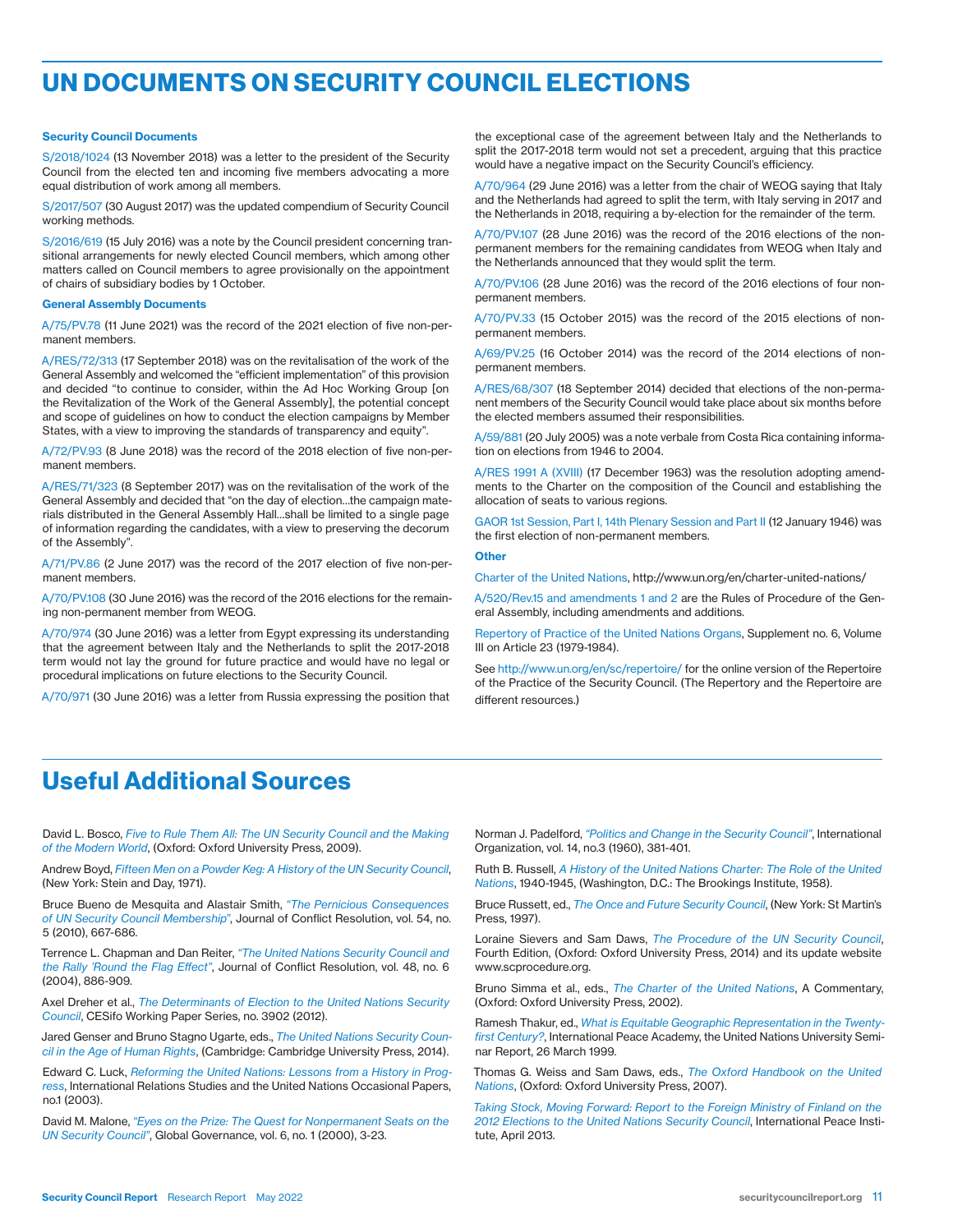# UN DOCUMENTS ON SECURITY COUNCIL ELECTIONS

**Security Council Documents**

S/2018/1024 (13 November 2018) was a letter to the president of the Security Council from the elected ten and incoming five members advocating a more equal distribution of work among all members.

S/2017/507 (30 August 2017) was the updated compendium of Security Council working methods.

S/2016/619 (15 July 2016) was a note by the Council president concerning transitional arrangements for newly elected Council members, which among other matters called on Council members to agree provisionally on the appointment of chairs of subsidiary bodies by 1 October.

**General Assembly Documents**

A/75/PV.78 (11 June 2021) was the record of the 2021 election of five non-permanent members.

A/RES/72/313 (17 September 2018) was on the revitalisation of the work of the General Assembly and welcomed the "efficient implementation" of this provision and decided "to continue to consider, within the Ad Hoc Working Group [on the Revitalization of the Work of the General Assembly], the potential concept and scope of guidelines on how to conduct the election campaigns by Member States, with a view to improving the standards of transparency and equity".

A/72/PV.93 (8 June 2018) was the record of the 2018 election of five non-permanent members.

A/RES/71/323 (8 September 2017) was on the revitalisation of the work of the General Assembly and decided that "on the day of election…the campaign materials distributed in the General Assembly Hall…shall be limited to a single page of information regarding the candidates, with a view to preserving the decorum of the Assembly".

A/71/PV.86 (2 June 2017) was the record of the 2017 election of five non-permanent members.

A/70/PV.108 (30 June 2016) was the record of the 2016 elections for the remaining non-permanent member from WEOG.

A/70/974 (30 June 2016) was a letter from Egypt expressing its understanding that the agreement between Italy and the Netherlands to split the 2017-2018 term would not lay the ground for future practice and would have no legal or procedural implications on future elections to the Security Council.

A/70/971 (30 June 2016) was a letter from Russia expressing the position that the exceptional case of the agreement between Italy and the Netherlands to split the 2017-2018 term would not set a precedent, arguing that this practice would have a negative impact on the Security Council's efficiency.

A/70/964 (29 June 2016) was a letter from the chair of WEOG saying that Italy and the Netherlands had agreed to split the term, with Italy serving in 2017 and the Netherlands in 2018, requiring a by-election for the remainder of the term.

A/70/PV.107 (28 June 2016) was the record of the 2016 elections of the non-permanent members for the remaining candidates from WEOG when Italy and the Netherlands announced that they would split the term.

A/70/PV.106 (28 June 2016) was the record of the 2016 elections of four non-permanent members.

A/70/PV.33 (15 October 2015) was the record of the 2015 elections of non-permanent members.

A/69/PV.25 (16 October 2014) was the record of the 2014 elections of non-permanent members.

A/RES/68/307 (18 September 2014) decided that elections of the non-permanent members of the Security Council would take place about six months before the elected members assumed their responsibilities.

A/59/881 (20 July 2005) was a note verbale from Costa Rica containing information on elections from 1946 to 2004.

A/RES 1991 A (XVIII) (17 December 1963) was the resolution adopting amendments to the Charter on the composition of the Council and establishing the allocation of seats to various regions.

GAOR 1st Session, Part I, 14th Plenary Session and Part II (12 January 1946) was the first election of non-permanent members.

**Other**

Charter of the United Nations, http://www.un.org/en/charter-united-nations/

A/520/Rev.15 and amendments 1 and 2 are the Rules of Procedure of the General Assembly, including amendments and additions.

Repertory of Practice of the United Nations Organs, Supplement no. 6, Volume III on Article 23 (1979-1984).

See http://www.un.org/en/sc/repertoire/ for the online version of the Repertoire of the Practice of the Security Council. (The Repertory and the Repertoire are different resources.)

# Useful Additional Sources

David L. Bosco, *Five to Rule Them All: The UN Security Council and the Making of the Modern World*, (Oxford: Oxford University Press, 2009).

Andrew Boyd, *Fifteen Men on a Powder Keg: A History of the UN Security Council*, (New York: Stein and Day, 1971).

Bruce Bueno de Mesquita and Alastair Smith, *"The Pernicious Consequences of UN Security Council Membership"*, Journal of Conflict Resolution, vol. 54, no. 5 (2010), 667-686.

Terrence L. Chapman and Dan Reiter, *"The United Nations Security Council and the Rally 'Round the Flag Effect"*, Journal of Conflict Resolution, vol. 48, no. 6 (2004), 886-909.

Axel Dreher et al., *The Determinants of Election to the United Nations Security Council*, CESifo Working Paper Series, no. 3902 (2012).

Jared Genser and Bruno Stagno Ugarte, eds., *The United Nations Security Council in the Age of Human Rights*, (Cambridge: Cambridge University Press, 2014).

Edward C. Luck, *Reforming the United Nations: Lessons from a History in Progress*, International Relations Studies and the United Nations Occasional Papers, no.1 (2003).

David M. Malone, *"Eyes on the Prize: The Quest for Nonpermanent Seats on the UN Security Council"*, Global Governance, vol. 6, no. 1 (2000), 3-23.

Norman J. Padelford, *"Politics and Change in the Security Council"*, International Organization, vol. 14, no.3 (1960), 381-401.

Ruth B. Russell, *A History of the United Nations Charter: The Role of the United Nations*, 1940-1945, (Washington, D.C.: The Brookings Institute, 1958).

Bruce Russett, ed., *The Once and Future Security Council*, (New York: St Martin's Press, 1997).

Loraine Sievers and Sam Daws, *The Procedure of the UN Security Council*, Fourth Edition, (Oxford: Oxford University Press, 2014) and its update website www.scprocedure.org.

Bruno Simma et al., eds., *The Charter of the United Nations*, A Commentary, (Oxford: Oxford University Press, 2002).

Ramesh Thakur, ed., *What is Equitable Geographic Representation in the Twenty-first Century?*, International Peace Academy, the United Nations University Seminar Report, 26 March 1999.

Thomas G. Weiss and Sam Daws, eds., *The Oxford Handbook on the United Nations*, (Oxford: Oxford University Press, 2007).

*Taking Stock, Moving Forward: Report to the Foreign Ministry of Finland on the 2012 Elections to the United Nations Security Council*, International Peace Institute, April 2013.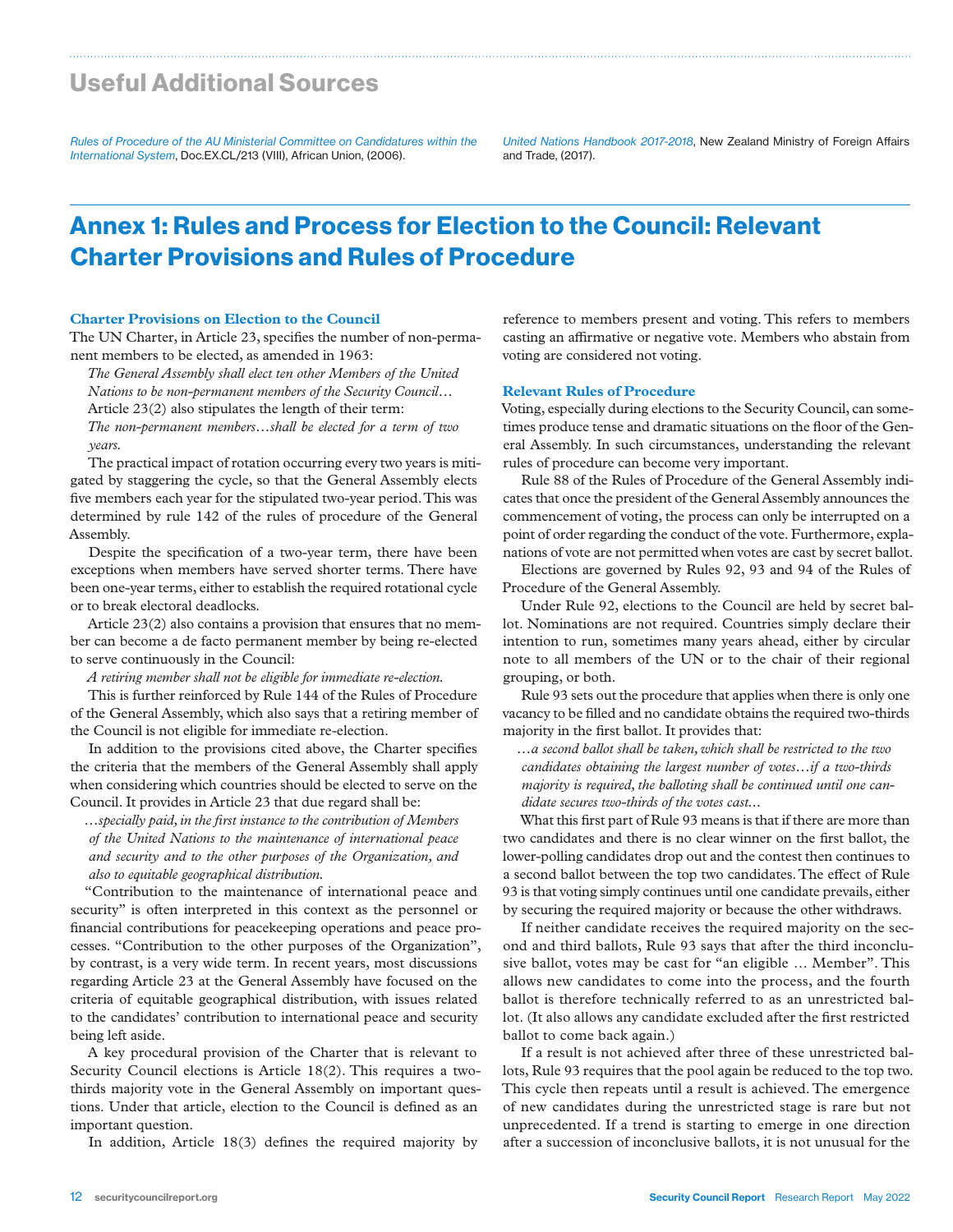## Useful Additional Sources

*Rules of Procedure of the AU Ministerial Committee on Candidatures within the International System*, Doc.EX.CL/213 (VIII), African Union, (2006).

*United Nations Handbook 2017-2018*, New Zealand Ministry of Foreign Affairs and Trade, (2017).

# Annex 1: Rules and Process for Election to the Council: Relevant Charter Provisions and Rules of Procedure

### Charter Provisions on Election to the Council

The UN Charter, in Article 23, specifies the number of non-permanent members to be elected, as amended in 1963:

*The General Assembly shall elect ten other Members of the United Nations to be non-permanent members of the Security Council…*

Article 23(2) also stipulates the length of their term:

*The non-permanent members…shall be elected for a term of two years.*

The practical impact of rotation occurring every two years is mitigated by staggering the cycle, so that the General Assembly elects five members each year for the stipulated two-year period. This was determined by rule 142 of the rules of procedure of the General Assembly.

Despite the specification of a two-year term, there have been exceptions when members have served shorter terms. There have been one-year terms, either to establish the required rotational cycle or to break electoral deadlocks.

Article 23(2) also contains a provision that ensures that no member can become a de facto permanent member by being re-elected to serve continuously in the Council:

*A retiring member shall not be eligible for immediate re-election.*

This is further reinforced by Rule 144 of the Rules of Procedure of the General Assembly, which also says that a retiring member of the Council is not eligible for immediate re-election.

In addition to the provisions cited above, the Charter specifies the criteria that the members of the General Assembly shall apply when considering which countries should be elected to serve on the Council. It provides in Article 23 that due regard shall be:

*…specially paid, in the first instance to the contribution of Members of the United Nations to the maintenance of international peace and security and to the other purposes of the Organization, and also to equitable geographical distribution.*

"Contribution to the maintenance of international peace and security" is often interpreted in this context as the personnel or financial contributions for peacekeeping operations and peace processes. "Contribution to the other purposes of the Organization", by contrast, is a very wide term. In recent years, most discussions regarding Article 23 at the General Assembly have focused on the criteria of equitable geographical distribution, with issues related to the candidates' contribution to international peace and security being left aside.

A key procedural provision of the Charter that is relevant to Security Council elections is Article 18(2). This requires a two-thirds majority vote in the General Assembly on important questions. Under that article, election to the Council is defined as an important question.

In addition, Article 18(3) defines the required majority by reference to members present and voting. This refers to members casting an affirmative or negative vote. Members who abstain from voting are considered not voting.

### Relevant Rules of Procedure

Voting, especially during elections to the Security Council, can sometimes produce tense and dramatic situations on the floor of the General Assembly. In such circumstances, understanding the relevant rules of procedure can become very important.

Rule 88 of the Rules of Procedure of the General Assembly indicates that once the president of the General Assembly announces the commencement of voting, the process can only be interrupted on a point of order regarding the conduct of the vote. Furthermore, explanations of vote are not permitted when votes are cast by secret ballot.

Elections are governed by Rules 92, 93 and 94 of the Rules of Procedure of the General Assembly.

Under Rule 92, elections to the Council are held by secret ballot. Nominations are not required. Countries simply declare their intention to run, sometimes many years ahead, either by circular note to all members of the UN or to the chair of their regional grouping, or both.

Rule 93 sets out the procedure that applies when there is only one vacancy to be filled and no candidate obtains the required two-thirds majority in the first ballot. It provides that:

*…a second ballot shall be taken, which shall be restricted to the two candidates obtaining the largest number of votes…if a two-thirds majority is required, the balloting shall be continued until one candidate secures two-thirds of the votes cast…*

What this first part of Rule 93 means is that if there are more than two candidates and there is no clear winner on the first ballot, the lower-polling candidates drop out and the contest then continues to a second ballot between the top two candidates. The effect of Rule 93 is that voting simply continues until one candidate prevails, either by securing the required majority or because the other withdraws.

If neither candidate receives the required majority on the second and third ballots, Rule 93 says that after the third inconclusive ballot, votes may be cast for "an eligible … Member". This allows new candidates to come into the process, and the fourth ballot is therefore technically referred to as an unrestricted ballot. (It also allows any candidate excluded after the first restricted ballot to come back again.)

If a result is not achieved after three of these unrestricted ballots, Rule 93 requires that the pool again be reduced to the top two. This cycle then repeats until a result is achieved. The emergence of new candidates during the unrestricted stage is rare but not unprecedented. If a trend is starting to emerge in one direction after a succession of inconclusive ballots, it is not unusual for the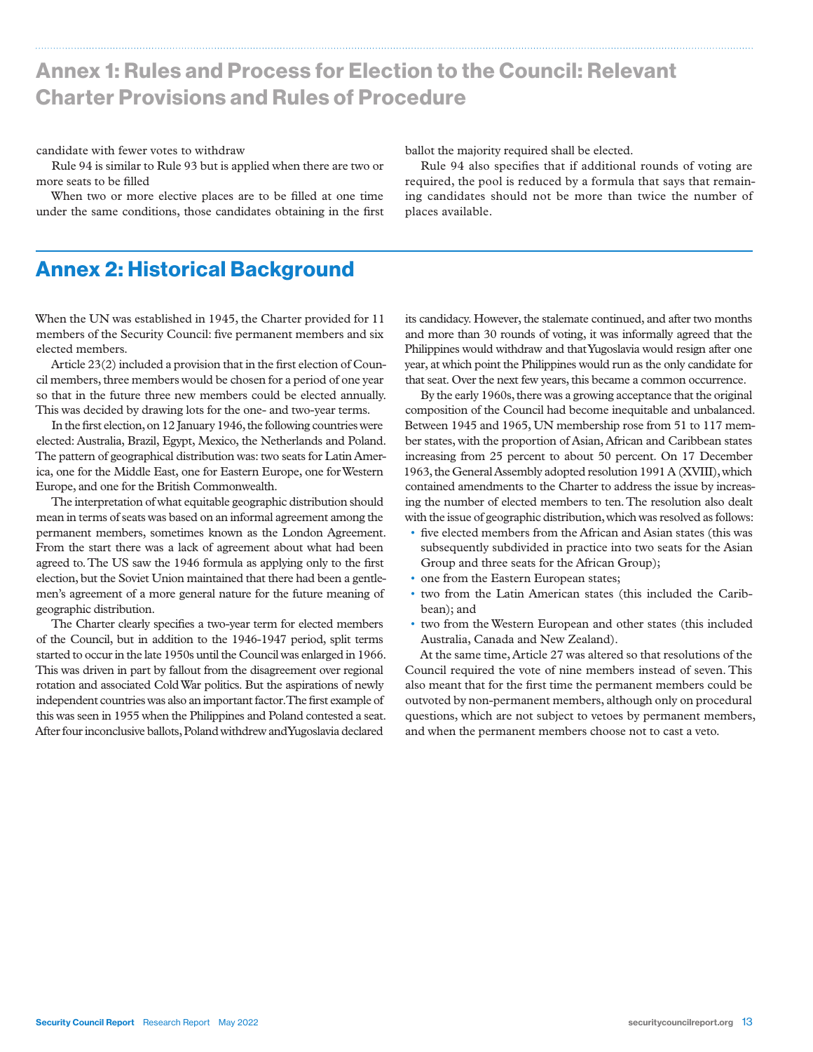## Annex 1: Rules and Process for Election to the Council: Relevant Charter Provisions and Rules of Procedure

candidate with fewer votes to withdraw

Rule 94 is similar to Rule 93 but is applied when there are two or more seats to be filled

When two or more elective places are to be filled at one time under the same conditions, those candidates obtaining in the first ballot the majority required shall be elected.

Rule 94 also specifies that if additional rounds of voting are required, the pool is reduced by a formula that says that remaining candidates should not be more than twice the number of places available.

## Annex 2: Historical Background

When the UN was established in 1945, the Charter provided for 11 members of the Security Council: five permanent members and six elected members.

Article 23(2) included a provision that in the first election of Council members, three members would be chosen for a period of one year so that in the future three new members could be elected annually. This was decided by drawing lots for the one- and two-year terms.

In the first election, on 12 January 1946, the following countries were elected: Australia, Brazil, Egypt, Mexico, the Netherlands and Poland. The pattern of geographical distribution was: two seats for Latin America, one for the Middle East, one for Eastern Europe, one for Western Europe, and one for the British Commonwealth.

The interpretation of what equitable geographic distribution should mean in terms of seats was based on an informal agreement among the permanent members, sometimes known as the London Agreement. From the start there was a lack of agreement about what had been agreed to. The US saw the 1946 formula as applying only to the first election, but the Soviet Union maintained that there had been a gentlemen's agreement of a more general nature for the future meaning of geographic distribution.

The Charter clearly specifies a two-year term for elected members of the Council, but in addition to the 1946-1947 period, split terms started to occur in the late 1950s until the Council was enlarged in 1966. This was driven in part by fallout from the disagreement over regional rotation and associated Cold War politics. But the aspirations of newly independent countries was also an important factor. The first example of this was seen in 1955 when the Philippines and Poland contested a seat. After four inconclusive ballots, Poland withdrew and Yugoslavia declared its candidacy. However, the stalemate continued, and after two months and more than 30 rounds of voting, it was informally agreed that the Philippines would withdraw and that Yugoslavia would resign after one year, at which point the Philippines would run as the only candidate for that seat. Over the next few years, this became a common occurrence.

By the early 1960s, there was a growing acceptance that the original composition of the Council had become inequitable and unbalanced. Between 1945 and 1965, UN membership rose from 51 to 117 member states, with the proportion of Asian, African and Caribbean states increasing from 25 percent to about 50 percent. On 17 December 1963, the General Assembly adopted resolution 1991 A (XVIII), which contained amendments to the Charter to address the issue by increasing the number of elected members to ten. The resolution also dealt with the issue of geographic distribution, which was resolved as follows:

- five elected members from the African and Asian states (this was subsequently subdivided in practice into two seats for the Asian Group and three seats for the African Group);
- one from the Eastern European states;
- two from the Latin American states (this included the Caribbean); and
- two from the Western European and other states (this included Australia, Canada and New Zealand).

At the same time, Article 27 was altered so that resolutions of the Council required the vote of nine members instead of seven. This also meant that for the first time the permanent members could be outvoted by non-permanent members, although only on procedural questions, which are not subject to vetoes by permanent members, and when the permanent members choose not to cast a veto.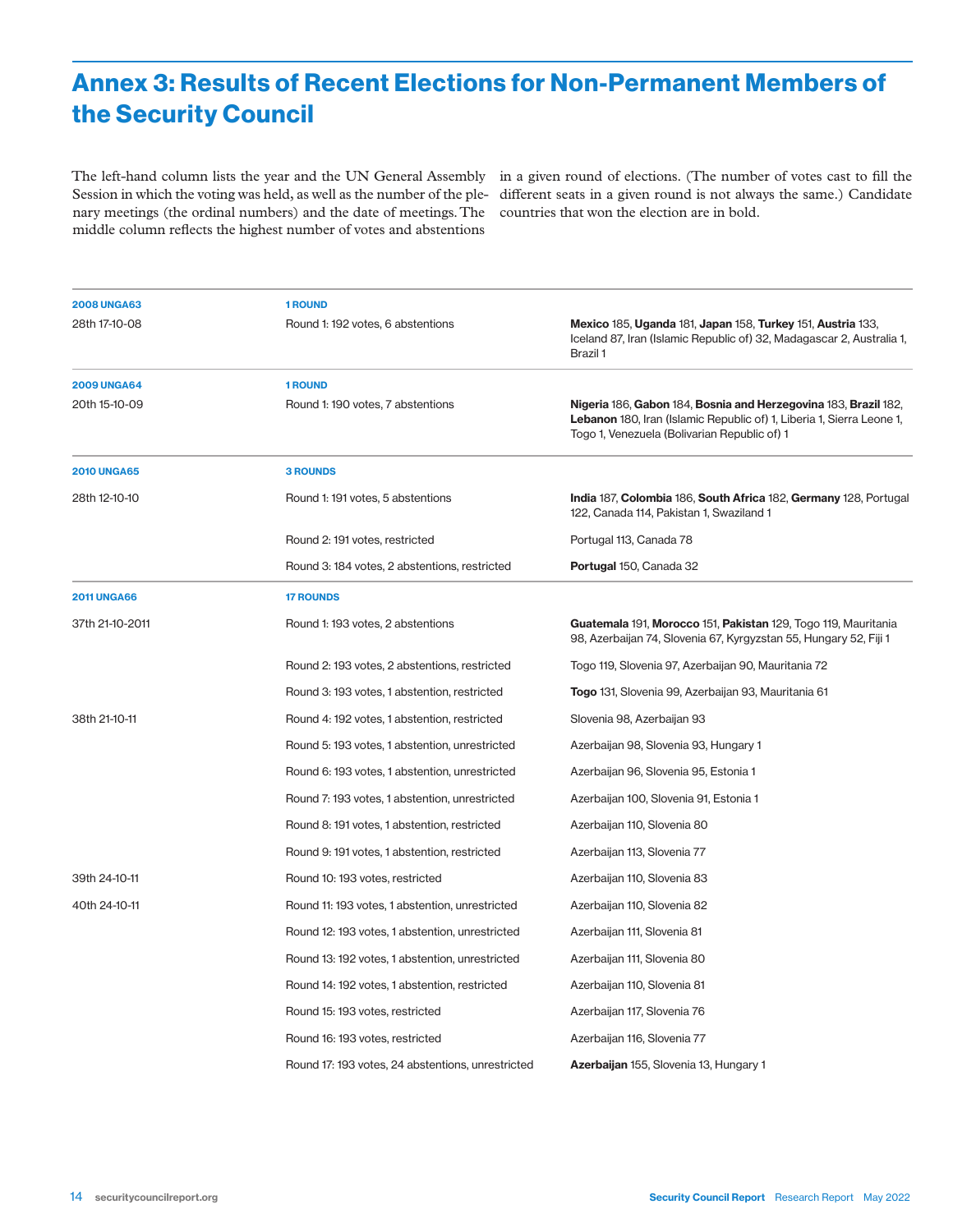# Annex 3: Results of Recent Elections for Non-Permanent Members of the Security Council

The left-hand column lists the year and the UN General Assembly Session in which the voting was held, as well as the number of the plenary meetings (the ordinal numbers) and the date of meetings. The middle column reflects the highest number of votes and abstentions in a given round of elections. (The number of votes cast to fill the different seats in a given round is not always the same.) Candidate countries that won the election are in bold.

| | | |
|---|---|---|
| **2008 UNGA63** | **1 ROUND** | |
| 28th 17-10-08 | Round 1: 192 votes, 6 abstentions | **Mexico** 185, **Uganda** 181, **Japan** 158, **Turkey** 151, **Austria** 133, Iceland 87, Iran (Islamic Republic of) 32, Madagascar 2, Australia 1, Brazil 1 |
| **2009 UNGA64** | **1 ROUND** | |
| 20th 15-10-09 | Round 1: 190 votes, 7 abstentions | **Nigeria** 186, **Gabon** 184, **Bosnia and Herzegovina** 183, **Brazil** 182, **Lebanon** 180, Iran (Islamic Republic of) 1, Liberia 1, Sierra Leone 1, Togo 1, Venezuela (Bolivarian Republic of) 1 |
| **2010 UNGA65** | **3 ROUNDS** | |
| 28th 12-10-10 | Round 1: 191 votes, 5 abstentions | **India** 187, **Colombia** 186, **South Africa** 182, **Germany** 128, Portugal 122, Canada 114, Pakistan 1, Swaziland 1 |
| | Round 2: 191 votes, restricted | Portugal 113, Canada 78 |
| | Round 3: 184 votes, 2 abstentions, restricted | **Portugal** 150, Canada 32 |
| **2011 UNGA66** | **17 ROUNDS** | |
| 37th 21-10-2011 | Round 1: 193 votes, 2 abstentions | **Guatemala** 191, **Morocco** 151, **Pakistan** 129, Togo 119, Mauritania 98, Azerbaijan 74, Slovenia 67, Kyrgyzstan 55, Hungary 52, Fiji 1 |
| | Round 2: 193 votes, 2 abstentions, restricted | Togo 119, Slovenia 97, Azerbaijan 90, Mauritania 72 |
| | Round 3: 193 votes, 1 abstention, restricted | **Togo** 131, Slovenia 99, Azerbaijan 93, Mauritania 61 |
| 38th 21-10-11 | Round 4: 192 votes, 1 abstention, restricted | Slovenia 98, Azerbaijan 93 |
| | Round 5: 193 votes, 1 abstention, unrestricted | Azerbaijan 98, Slovenia 93, Hungary 1 |
| | Round 6: 193 votes, 1 abstention, unrestricted | Azerbaijan 96, Slovenia 95, Estonia 1 |
| | Round 7: 193 votes, 1 abstention, unrestricted | Azerbaijan 100, Slovenia 91, Estonia 1 |
| | Round 8: 191 votes, 1 abstention, restricted | Azerbaijan 110, Slovenia 80 |
| | Round 9: 191 votes, 1 abstention, restricted | Azerbaijan 113, Slovenia 77 |
| 39th 24-10-11 | Round 10: 193 votes, restricted | Azerbaijan 110, Slovenia 83 |
| 40th 24-10-11 | Round 11: 193 votes, 1 abstention, unrestricted | Azerbaijan 110, Slovenia 82 |
| | Round 12: 193 votes, 1 abstention, unrestricted | Azerbaijan 111, Slovenia 81 |
| | Round 13: 192 votes, 1 abstention, unrestricted | Azerbaijan 111, Slovenia 80 |
| | Round 14: 192 votes, 1 abstention, restricted | Azerbaijan 110, Slovenia 81 |
| | Round 15: 193 votes, restricted | Azerbaijan 117, Slovenia 76 |
| | Round 16: 193 votes, restricted | Azerbaijan 116, Slovenia 77 |
| | Round 17: 193 votes, 24 abstentions, unrestricted | **Azerbaijan** 155, Slovenia 13, Hungary 1 |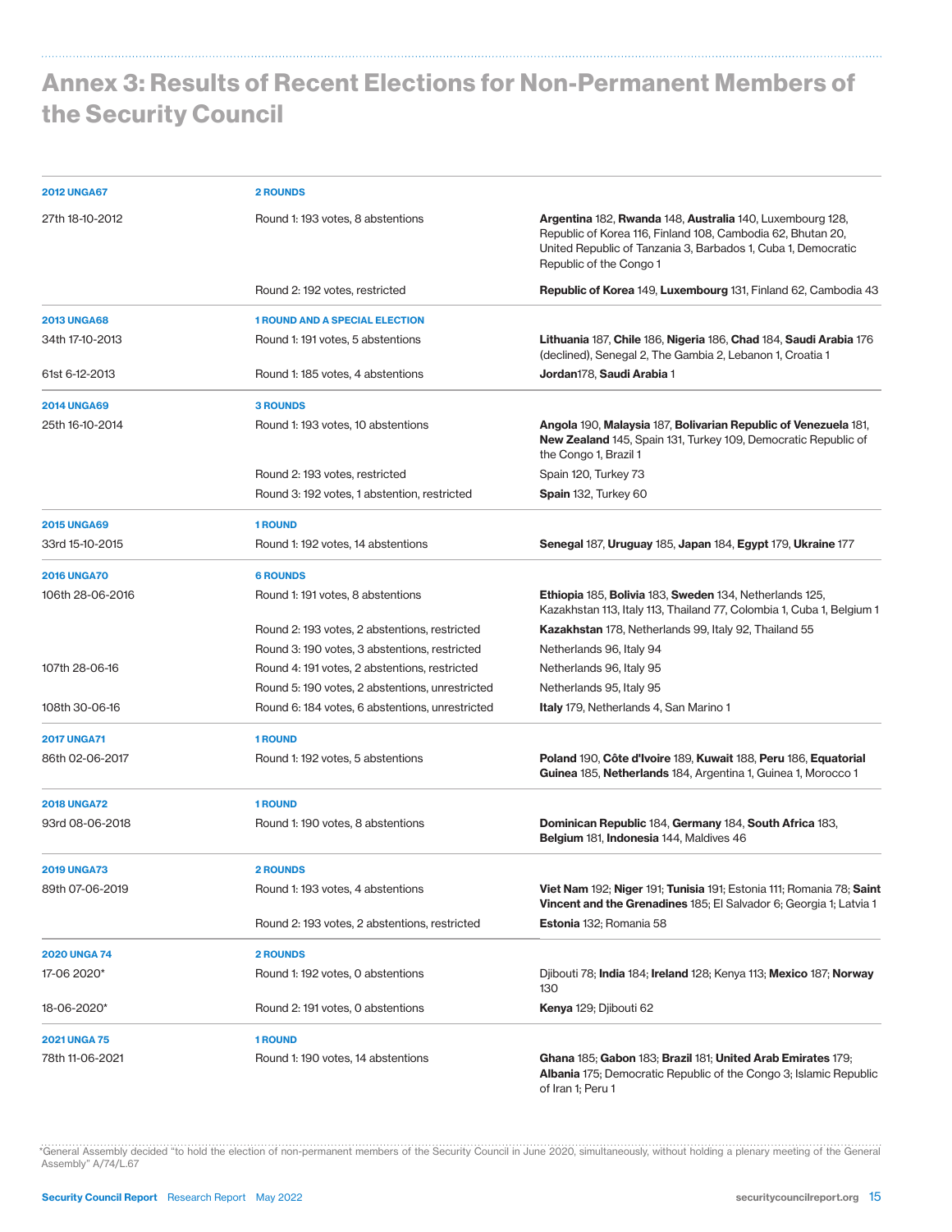# Annex 3: Results of Recent Elections for Non-Permanent Members of the Security Council

| | | |
|---|---|---|
| **2012 UNGA67** | **2 ROUNDS** | |
| 27th 18-10-2012 | Round 1: 193 votes, 8 abstentions | **Argentina** 182, **Rwanda** 148, **Australia** 140, Luxembourg 128, Republic of Korea 116, Finland 108, Cambodia 62, Bhutan 20, United Republic of Tanzania 3, Barbados 1, Cuba 1, Democratic Republic of the Congo 1 |
| | Round 2: 192 votes, restricted | **Republic of Korea** 149, **Luxembourg** 131, Finland 62, Cambodia 43 |
| **2013 UNGA68** | **1 ROUND AND A SPECIAL ELECTION** | |
| 34th 17-10-2013 | Round 1: 191 votes, 5 abstentions | **Lithuania** 187, **Chile** 186, **Nigeria** 186, **Chad** 184, **Saudi Arabia** 176 (declined), Senegal 2, The Gambia 2, Lebanon 1, Croatia 1 |
| 61st 6-12-2013 | Round 1: 185 votes, 4 abstentions | **Jordan**178, **Saudi Arabia** 1 |
| **2014 UNGA69** | **3 ROUNDS** | |
| 25th 16-10-2014 | Round 1: 193 votes, 10 abstentions | **Angola** 190, **Malaysia** 187, **Bolivarian Republic of Venezuela** 181, **New Zealand** 145, Spain 131, Turkey 109, Democratic Republic of the Congo 1, Brazil 1 |
| | Round 2: 193 votes, restricted | Spain 120, Turkey 73 |
| | Round 3: 192 votes, 1 abstention, restricted | **Spain** 132, Turkey 60 |
| **2015 UNGA69** | **1 ROUND** | |
| 33rd 15-10-2015 | Round 1: 192 votes, 14 abstentions | **Senegal** 187, **Uruguay** 185, **Japan** 184, **Egypt** 179, **Ukraine** 177 |
| **2016 UNGA70** | **6 ROUNDS** | |
| 106th 28-06-2016 | Round 1: 191 votes, 8 abstentions | **Ethiopia** 185, **Bolivia** 183, **Sweden** 134, Netherlands 125, Kazakhstan 113, Italy 113, Thailand 77, Colombia 1, Cuba 1, Belgium 1 |
| | Round 2: 193 votes, 2 abstentions, restricted | **Kazakhstan** 178, Netherlands 99, Italy 92, Thailand 55 |
| | Round 3: 190 votes, 3 abstentions, restricted | Netherlands 96, Italy 94 |
| 107th 28-06-16 | Round 4: 191 votes, 2 abstentions, restricted | Netherlands 96, Italy 95 |
| | Round 5: 190 votes, 2 abstentions, unrestricted | Netherlands 95, Italy 95 |
| 108th 30-06-16 | Round 6: 184 votes, 6 abstentions, unrestricted | **Italy** 179, Netherlands 4, San Marino 1 |
| **2017 UNGA71** | **1 ROUND** | |
| 86th 02-06-2017 | Round 1: 192 votes, 5 abstentions | **Poland** 190, **Côte d'Ivoire** 189, **Kuwait** 188, **Peru** 186, **Equatorial Guinea** 185, **Netherlands** 184, Argentina 1, Guinea 1, Morocco 1 |
| **2018 UNGA72** | **1 ROUND** | |
| 93rd 08-06-2018 | Round 1: 190 votes, 8 abstentions | **Dominican Republic** 184, **Germany** 184, **South Africa** 183, **Belgium** 181, **Indonesia** 144, Maldives 46 |
| **2019 UNGA73** | **2 ROUNDS** | |
| 89th 07-06-2019 | Round 1: 193 votes, 4 abstentions | **Viet Nam** 192; **Niger** 191; **Tunisia** 191; Estonia 111; Romania 78; **Saint Vincent and the Grenadines** 185; El Salvador 6; Georgia 1; Latvia 1 |
| | Round 2: 193 votes, 2 abstentions, restricted | **Estonia** 132; Romania 58 |
| **2020 UNGA 74** | **2 ROUNDS** | |
| 17-06 2020* | Round 1: 192 votes, 0 abstentions | Djibouti 78; **India** 184; **Ireland** 128; Kenya 113; **Mexico** 187; **Norway** 130 |
| 18-06-2020* | Round 2: 191 votes, 0 abstentions | **Kenya** 129; Djibouti 62 |
| **2021 UNGA 75** | **1 ROUND** | |
| 78th 11-06-2021 | Round 1: 190 votes, 14 abstentions | **Ghana** 185; **Gabon** 183; **Brazil** 181; **United Arab Emirates** 179; **Albania** 175; Democratic Republic of the Congo 3; Islamic Republic of Iran 1; Peru 1 |

*General Assembly decided "to hold the election of non-permanent members of the Security Council in June 2020, simultaneously, without holding a plenary meeting of the General Assembly" A/74/L.67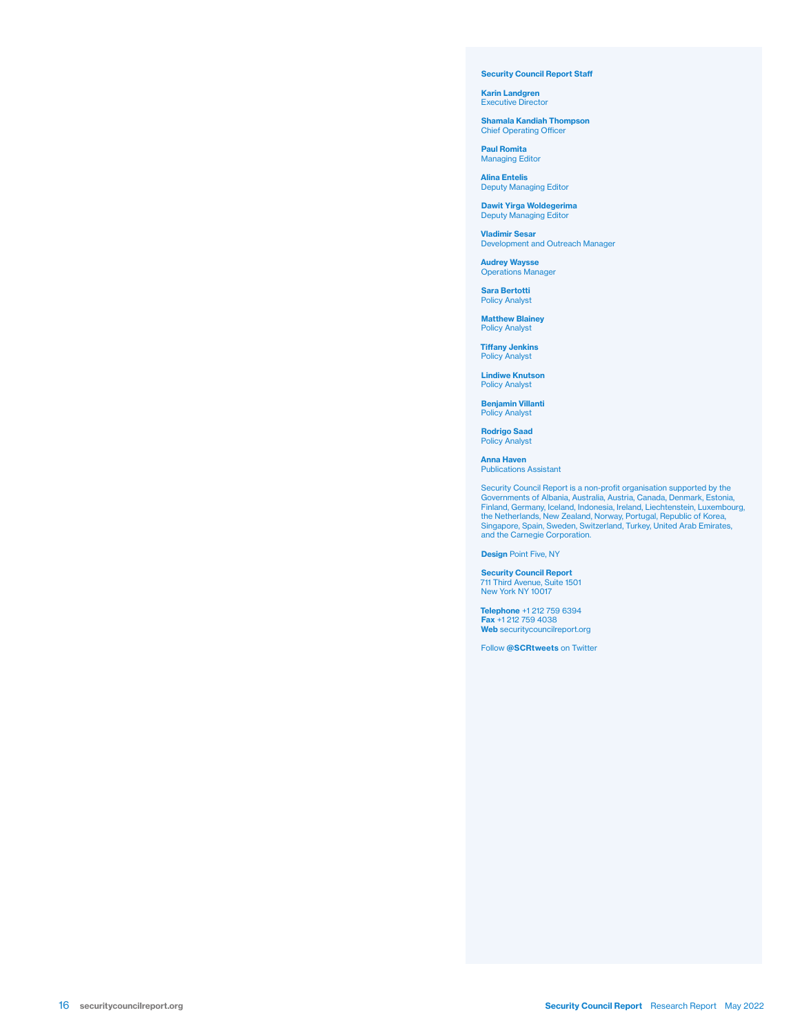**Security Council Report Staff**

**Karin Landgren**
Executive Director

**Shamala Kandiah Thompson**
Chief Operating Officer

**Paul Romita**
Managing Editor

**Alina Entelis**
Deputy Managing Editor

**Dawit Yirga Woldegerima**
Deputy Managing Editor

**Vladimir Sesar**
Development and Outreach Manager

**Audrey Waysse**
Operations Manager

**Sara Bertotti**
Policy Analyst

**Matthew Blainey**
Policy Analyst

**Tiffany Jenkins**
Policy Analyst

**Lindiwe Knutson**
Policy Analyst

**Benjamin Villanti**
Policy Analyst

**Rodrigo Saad**
Policy Analyst

**Anna Haven**
Publications Assistant

Security Council Report is a non-profit organisation supported by the Governments of Albania, Australia, Austria, Canada, Denmark, Estonia, Finland, Germany, Iceland, Indonesia, Ireland, Liechtenstein, Luxembourg, the Netherlands, New Zealand, Norway, Portugal, Republic of Korea, Singapore, Spain, Sweden, Switzerland, Turkey, United Arab Emirates, and the Carnegie Corporation.

**Design** Point Five, NY

**Security Council Report**
711 Third Avenue, Suite 1501
New York NY 10017

**Telephone** +1 212 759 6394
**Fax** +1 212 759 4038
**Web** securitycouncilreport.org

Follow **@SCRtweets** on Twitter